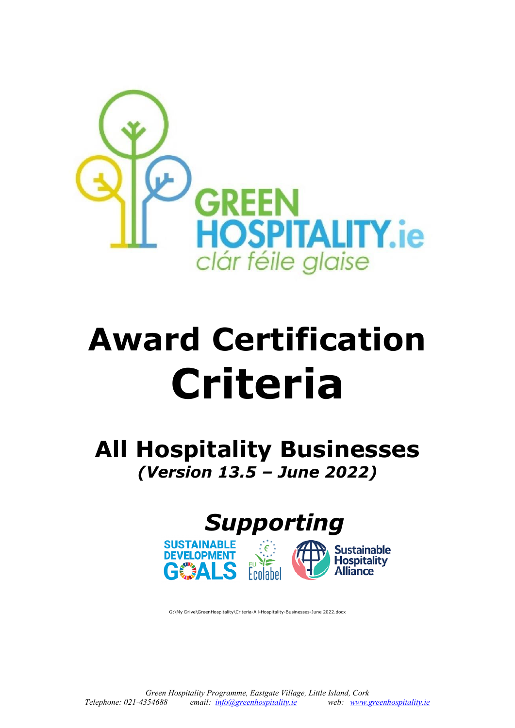GREEN HOSPITALITY.ie

*clár féile glaise*

# Award Certification Criteria

## All Hospitality Businesses

***(Version 13.5 – June 2022)***

## *Supporting*

SUSTAINABLE DEVELOPMENT GOALS

EU Ecolabel

Sustainable Hospitality Alliance

G:\My Drive\GreenHospitality\Criteria-All-Hospitality-Businesses-June 2022.docx

*Green Hospitality Programme, Eastgate Village, Little Island, Cork*

*Telephone: 021-4354688 email: info@greenhospitality.ie web: www.greenhospitality.ie*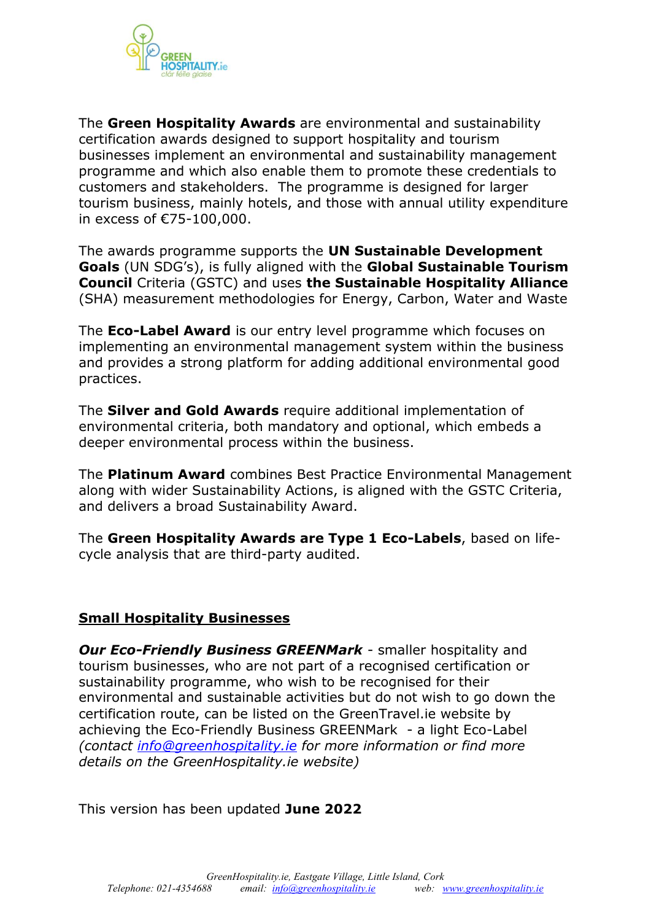The **Green Hospitality Awards** are environmental and sustainability certification awards designed to support hospitality and tourism businesses implement an environmental and sustainability management programme and which also enable them to promote these credentials to customers and stakeholders. The programme is designed for larger tourism business, mainly hotels, and those with annual utility expenditure in excess of €75-100,000.

The awards programme supports the **UN Sustainable Development Goals** (UN SDG's), is fully aligned with the **Global Sustainable Tourism Council** Criteria (GSTC) and uses **the Sustainable Hospitality Alliance** (SHA) measurement methodologies for Energy, Carbon, Water and Waste

The **Eco-Label Award** is our entry level programme which focuses on implementing an environmental management system within the business and provides a strong platform for adding additional environmental good practices.

The **Silver and Gold Awards** require additional implementation of environmental criteria, both mandatory and optional, which embeds a deeper environmental process within the business.

The **Platinum Award** combines Best Practice Environmental Management along with wider Sustainability Actions, is aligned with the GSTC Criteria, and delivers a broad Sustainability Award.

The **Green Hospitality Awards are Type 1 Eco-Labels**, based on life-cycle analysis that are third-party audited.

## Small Hospitality Businesses

***Our Eco-Friendly Business GREENMark*** - smaller hospitality and tourism businesses, who are not part of a recognised certification or sustainability programme, who wish to be recognised for their environmental and sustainable activities but do not wish to go down the certification route, can be listed on the GreenTravel.ie website by achieving the Eco-Friendly Business GREENMark - a light Eco-Label *(contact info@greenhospitality.ie for more information or find more details on the GreenHospitality.ie website)*

This version has been updated **June 2022**

*GreenHospitality.ie, Eastgate Village, Little Island, Cork*
*Telephone: 021-4354688 email: info@greenhospitality.ie web: www.greenhospitality.ie*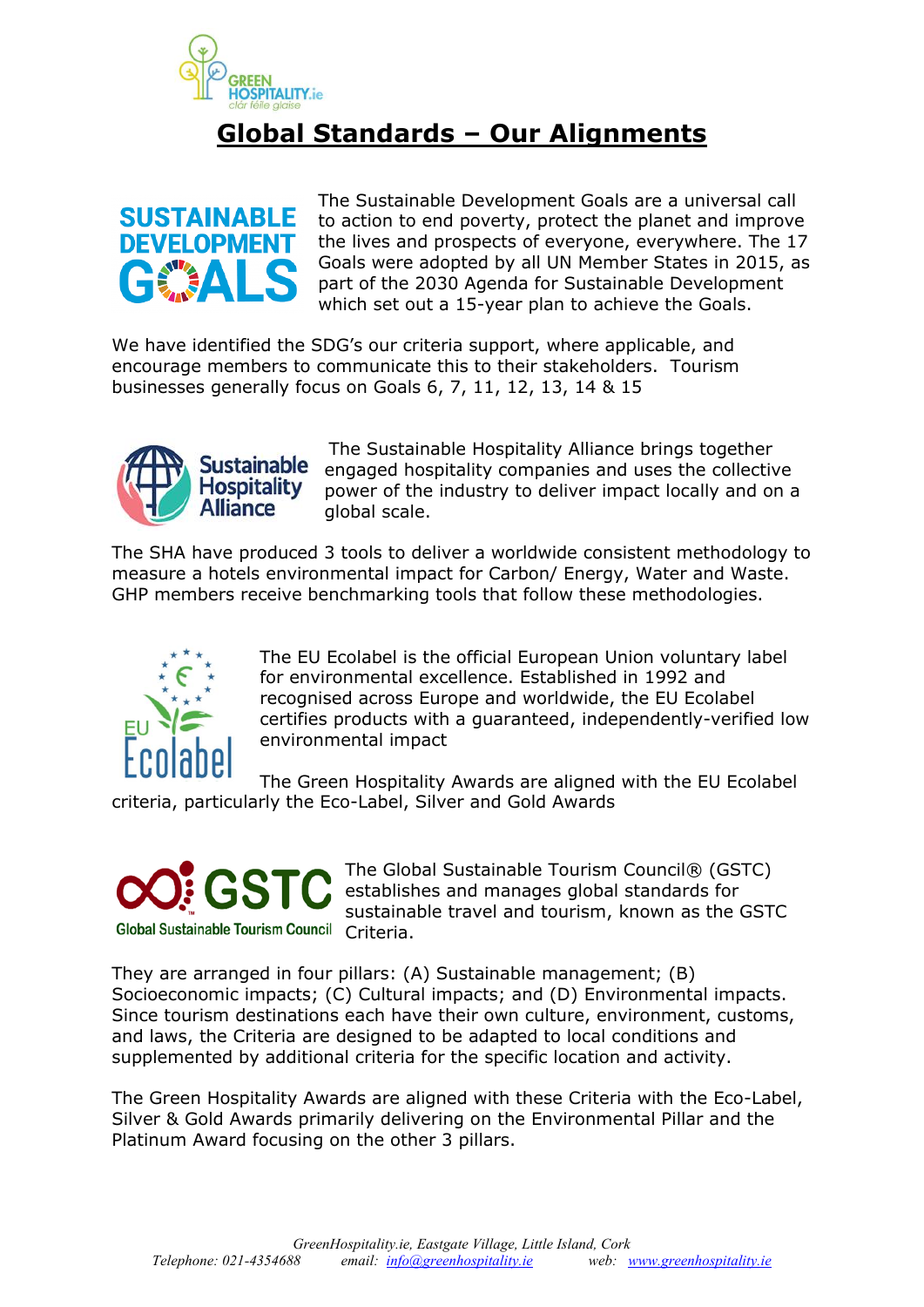# Global Standards – Our Alignments

The Sustainable Development Goals are a universal call to action to end poverty, protect the planet and improve the lives and prospects of everyone, everywhere. The 17 Goals were adopted by all UN Member States in 2015, as part of the 2030 Agenda for Sustainable Development which set out a 15-year plan to achieve the Goals.

We have identified the SDG's our criteria support, where applicable, and encourage members to communicate this to their stakeholders. Tourism businesses generally focus on Goals 6, 7, 11, 12, 13, 14 & 15

The Sustainable Hospitality Alliance brings together engaged hospitality companies and uses the collective power of the industry to deliver impact locally and on a global scale.

The SHA have produced 3 tools to deliver a worldwide consistent methodology to measure a hotels environmental impact for Carbon/ Energy, Water and Waste. GHP members receive benchmarking tools that follow these methodologies.

The EU Ecolabel is the official European Union voluntary label for environmental excellence. Established in 1992 and recognised across Europe and worldwide, the EU Ecolabel certifies products with a guaranteed, independently-verified low environmental impact

The Green Hospitality Awards are aligned with the EU Ecolabel criteria, particularly the Eco-Label, Silver and Gold Awards

The Global Sustainable Tourism Council® (GSTC) establishes and manages global standards for sustainable travel and tourism, known as the GSTC Criteria.

They are arranged in four pillars: (A) Sustainable management; (B) Socioeconomic impacts; (C) Cultural impacts; and (D) Environmental impacts. Since tourism destinations each have their own culture, environment, customs, and laws, the Criteria are designed to be adapted to local conditions and supplemented by additional criteria for the specific location and activity.

The Green Hospitality Awards are aligned with these Criteria with the Eco-Label, Silver & Gold Awards primarily delivering on the Environmental Pillar and the Platinum Award focusing on the other 3 pillars.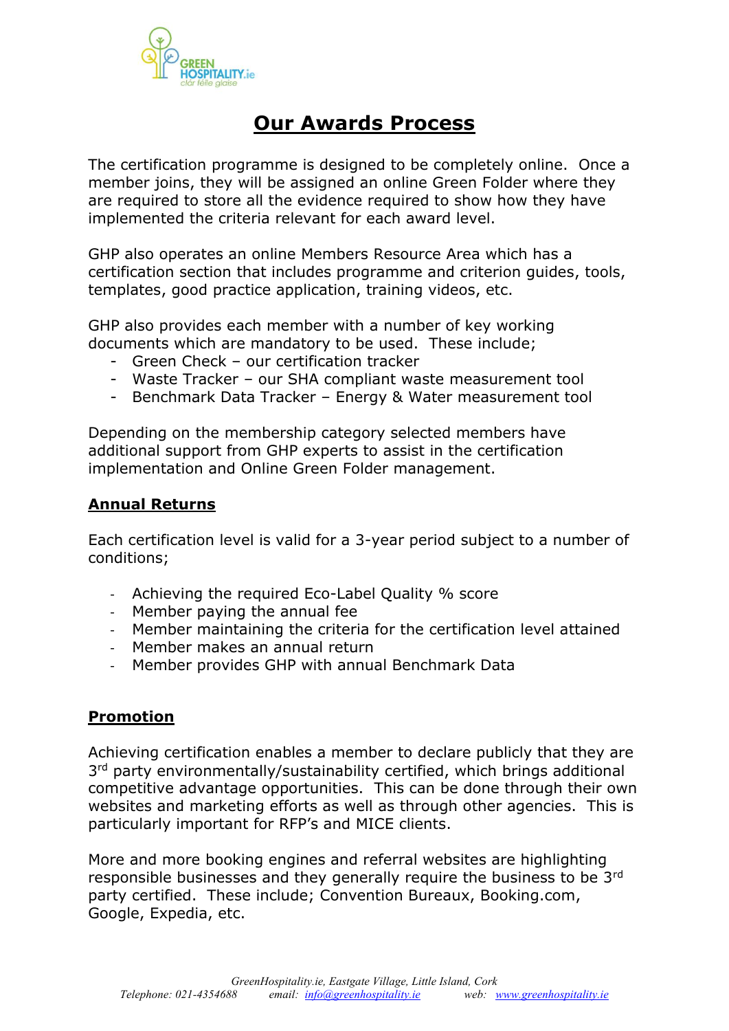# Our Awards Process

The certification programme is designed to be completely online. Once a member joins, they will be assigned an online Green Folder where they are required to store all the evidence required to show how they have implemented the criteria relevant for each award level.

GHP also operates an online Members Resource Area which has a certification section that includes programme and criterion guides, tools, templates, good practice application, training videos, etc.

GHP also provides each member with a number of key working documents which are mandatory to be used. These include;

- Green Check – our certification tracker
- Waste Tracker – our SHA compliant waste measurement tool
- Benchmark Data Tracker – Energy & Water measurement tool

Depending on the membership category selected members have additional support from GHP experts to assist in the certification implementation and Online Green Folder management.

## Annual Returns

Each certification level is valid for a 3-year period subject to a number of conditions;

- Achieving the required Eco-Label Quality % score
- Member paying the annual fee
- Member maintaining the criteria for the certification level attained
- Member makes an annual return
- Member provides GHP with annual Benchmark Data

## Promotion

Achieving certification enables a member to declare publicly that they are 3rd party environmentally/sustainability certified, which brings additional competitive advantage opportunities. This can be done through their own websites and marketing efforts as well as through other agencies. This is particularly important for RFP's and MICE clients.

More and more booking engines and referral websites are highlighting responsible businesses and they generally require the business to be 3rd party certified. These include; Convention Bureaux, Booking.com, Google, Expedia, etc.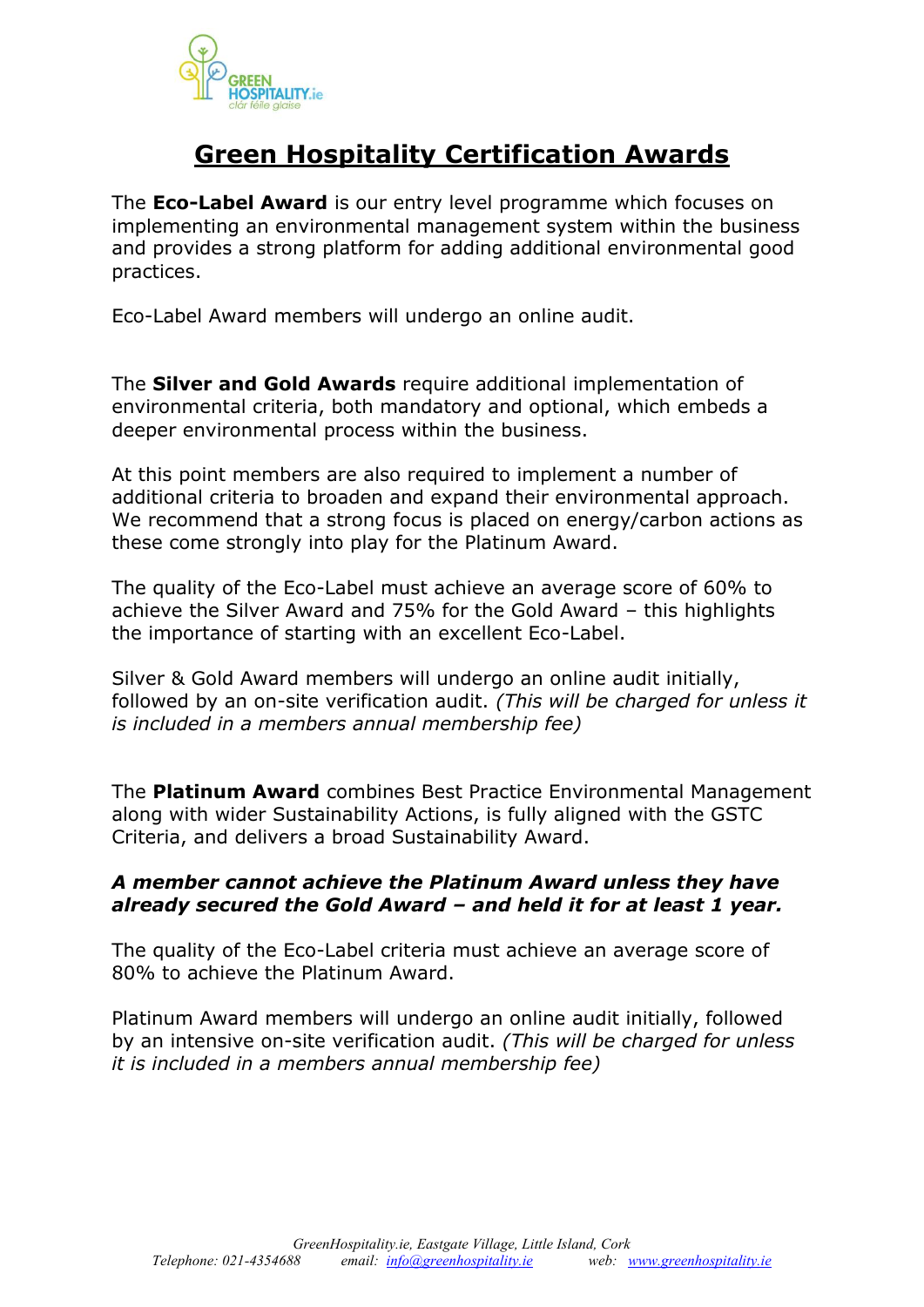# Green Hospitality Certification Awards

The **Eco-Label Award** is our entry level programme which focuses on implementing an environmental management system within the business and provides a strong platform for adding additional environmental good practices.

Eco-Label Award members will undergo an online audit.

The **Silver and Gold Awards** require additional implementation of environmental criteria, both mandatory and optional, which embeds a deeper environmental process within the business.

At this point members are also required to implement a number of additional criteria to broaden and expand their environmental approach. We recommend that a strong focus is placed on energy/carbon actions as these come strongly into play for the Platinum Award.

The quality of the Eco-Label must achieve an average score of 60% to achieve the Silver Award and 75% for the Gold Award – this highlights the importance of starting with an excellent Eco-Label.

Silver & Gold Award members will undergo an online audit initially, followed by an on-site verification audit. *(This will be charged for unless it is included in a members annual membership fee)*

The **Platinum Award** combines Best Practice Environmental Management along with wider Sustainability Actions, is fully aligned with the GSTC Criteria, and delivers a broad Sustainability Award.

***A member cannot achieve the Platinum Award unless they have already secured the Gold Award – and held it for at least 1 year.***

The quality of the Eco-Label criteria must achieve an average score of 80% to achieve the Platinum Award.

Platinum Award members will undergo an online audit initially, followed by an intensive on-site verification audit. *(This will be charged for unless it is included in a members annual membership fee)*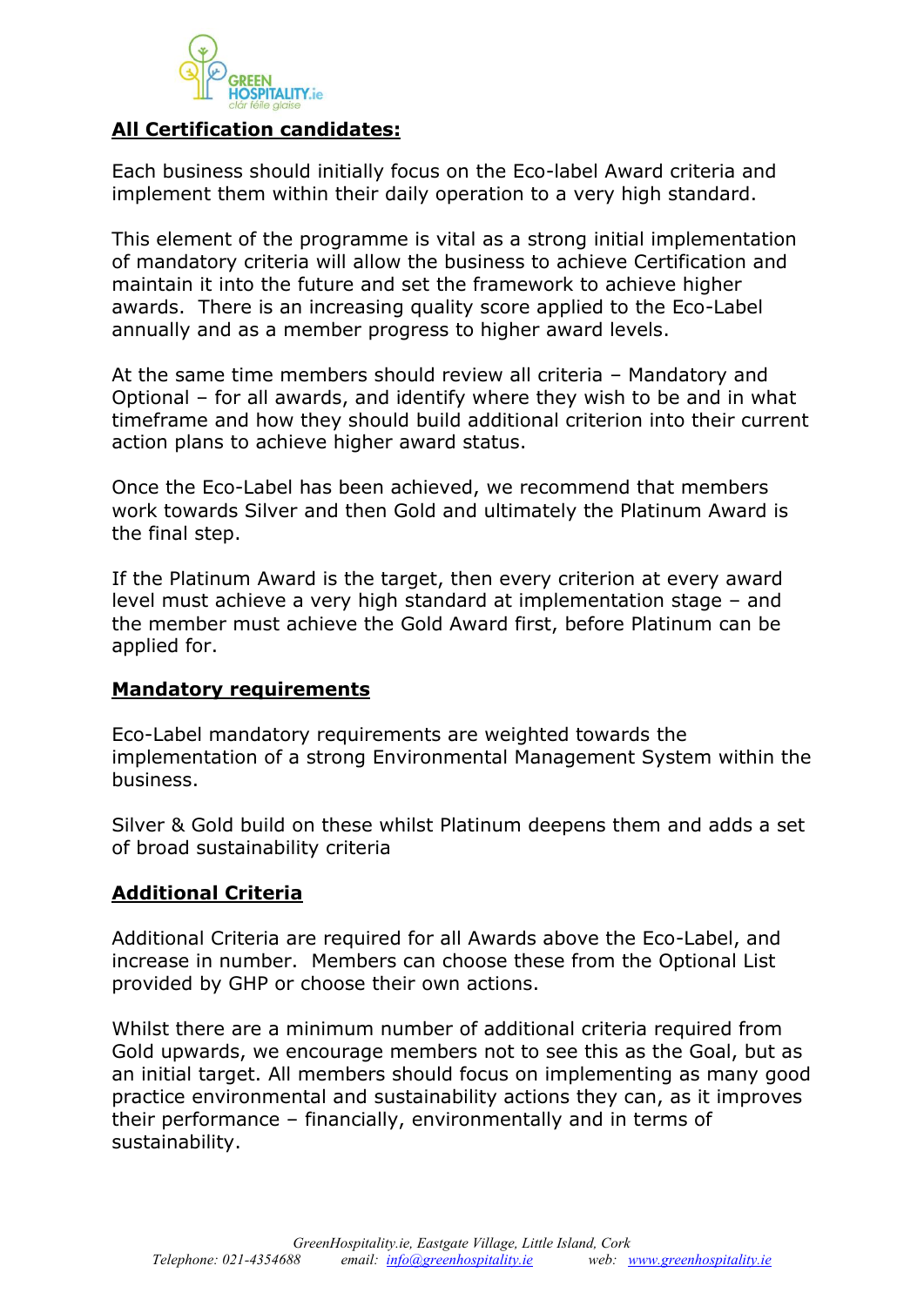## All Certification candidates:

Each business should initially focus on the Eco-label Award criteria and implement them within their daily operation to a very high standard.

This element of the programme is vital as a strong initial implementation of mandatory criteria will allow the business to achieve Certification and maintain it into the future and set the framework to achieve higher awards. There is an increasing quality score applied to the Eco-Label annually and as a member progress to higher award levels.

At the same time members should review all criteria – Mandatory and Optional – for all awards, and identify where they wish to be and in what timeframe and how they should build additional criterion into their current action plans to achieve higher award status.

Once the Eco-Label has been achieved, we recommend that members work towards Silver and then Gold and ultimately the Platinum Award is the final step.

If the Platinum Award is the target, then every criterion at every award level must achieve a very high standard at implementation stage – and the member must achieve the Gold Award first, before Platinum can be applied for.

## Mandatory requirements

Eco-Label mandatory requirements are weighted towards the implementation of a strong Environmental Management System within the business.

Silver & Gold build on these whilst Platinum deepens them and adds a set of broad sustainability criteria

## Additional Criteria

Additional Criteria are required for all Awards above the Eco-Label, and increase in number. Members can choose these from the Optional List provided by GHP or choose their own actions.

Whilst there are a minimum number of additional criteria required from Gold upwards, we encourage members not to see this as the Goal, but as an initial target. All members should focus on implementing as many good practice environmental and sustainability actions they can, as it improves their performance – financially, environmentally and in terms of sustainability.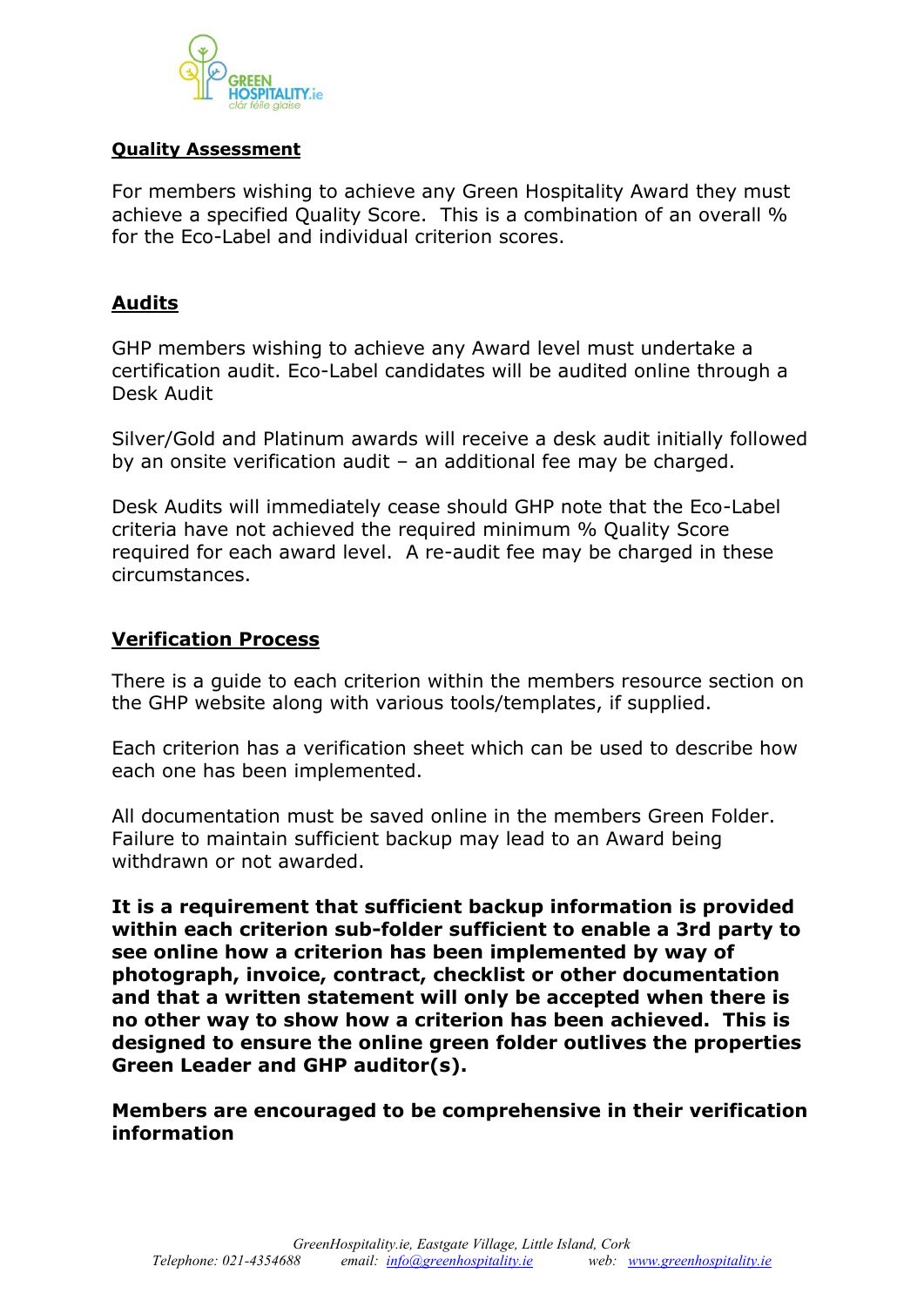## Quality Assessment

For members wishing to achieve any Green Hospitality Award they must achieve a specified Quality Score. This is a combination of an overall % for the Eco-Label and individual criterion scores.

## Audits

GHP members wishing to achieve any Award level must undertake a certification audit. Eco-Label candidates will be audited online through a Desk Audit

Silver/Gold and Platinum awards will receive a desk audit initially followed by an onsite verification audit – an additional fee may be charged.

Desk Audits will immediately cease should GHP note that the Eco-Label criteria have not achieved the required minimum % Quality Score required for each award level. A re-audit fee may be charged in these circumstances.

## Verification Process

There is a guide to each criterion within the members resource section on the GHP website along with various tools/templates, if supplied.

Each criterion has a verification sheet which can be used to describe how each one has been implemented.

All documentation must be saved online in the members Green Folder. Failure to maintain sufficient backup may lead to an Award being withdrawn or not awarded.

**It is a requirement that sufficient backup information is provided within each criterion sub-folder sufficient to enable a 3rd party to see online how a criterion has been implemented by way of photograph, invoice, contract, checklist or other documentation and that a written statement will only be accepted when there is no other way to show how a criterion has been achieved. This is designed to ensure the online green folder outlives the properties Green Leader and GHP auditor(s).**

**Members are encouraged to be comprehensive in their verification information**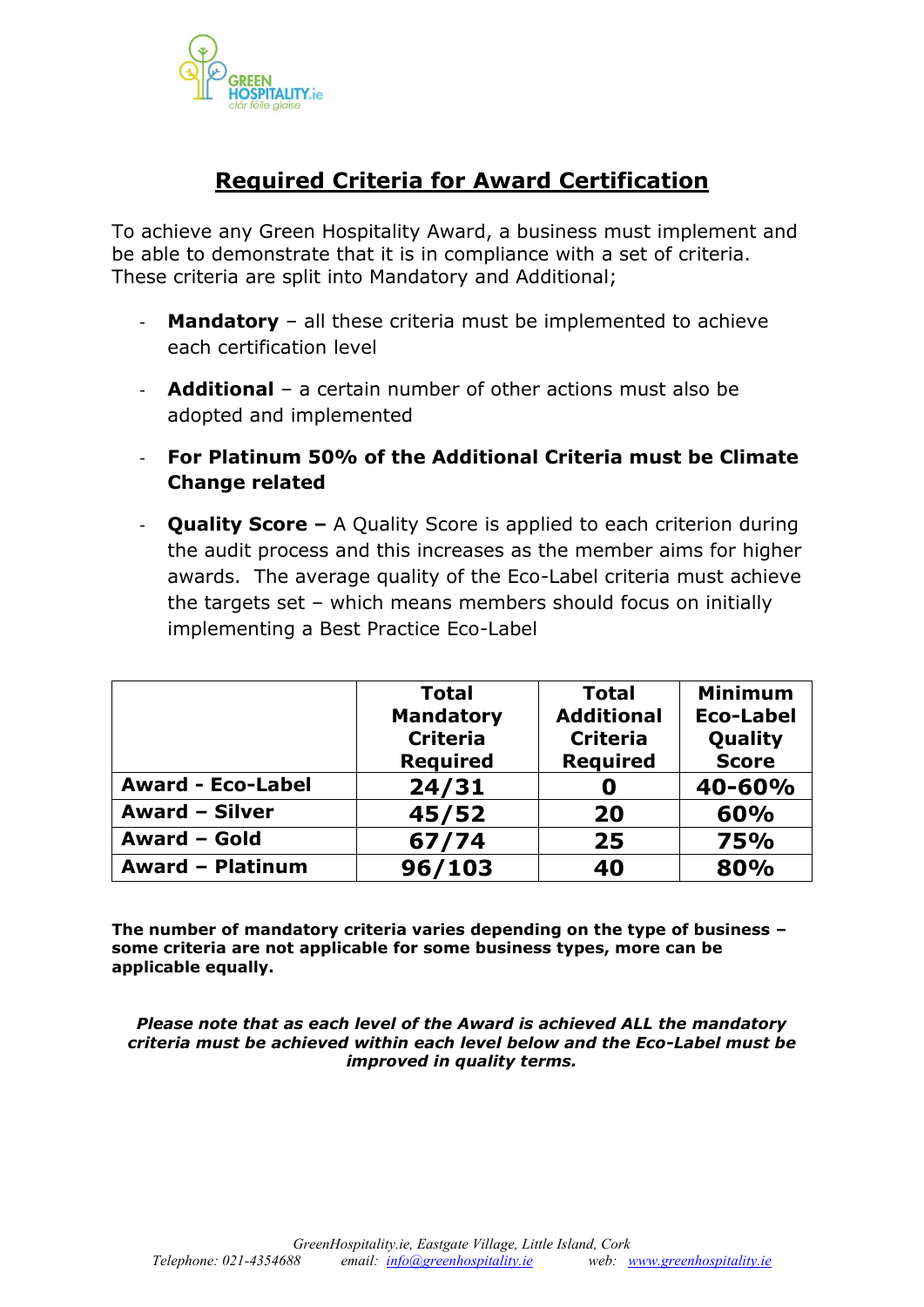# Required Criteria for Award Certification

To achieve any Green Hospitality Award, a business must implement and be able to demonstrate that it is in compliance with a set of criteria. These criteria are split into Mandatory and Additional;

- **Mandatory** – all these criteria must be implemented to achieve each certification level
- **Additional** – a certain number of other actions must also be adopted and implemented
- **For Platinum 50% of the Additional Criteria must be Climate Change related**
- **Quality Score –** A Quality Score is applied to each criterion during the audit process and this increases as the member aims for higher awards. The average quality of the Eco-Label criteria must achieve the targets set – which means members should focus on initially implementing a Best Practice Eco-Label

| | Total Mandatory Criteria Required | Total Additional Criteria Required | Minimum Eco-Label Quality Score |
|---|---|---|---|
| **Award - Eco-Label** | **24/31** | **0** | **40-60%** |
| **Award – Silver** | **45/52** | **20** | **60%** |
| **Award – Gold** | **67/74** | **25** | **75%** |
| **Award – Platinum** | **96/103** | **40** | **80%** |

**The number of mandatory criteria varies depending on the type of business – some criteria are not applicable for some business types, more can be applicable equally.**

***Please note that as each level of the Award is achieved ALL the mandatory criteria must be achieved within each level below and the Eco-Label must be improved in quality terms.***

GreenHospitality.ie, Eastgate Village, Little Island, Cork
Telephone: 021-4354688 email: info@greenhospitality.ie web: www.greenhospitality.ie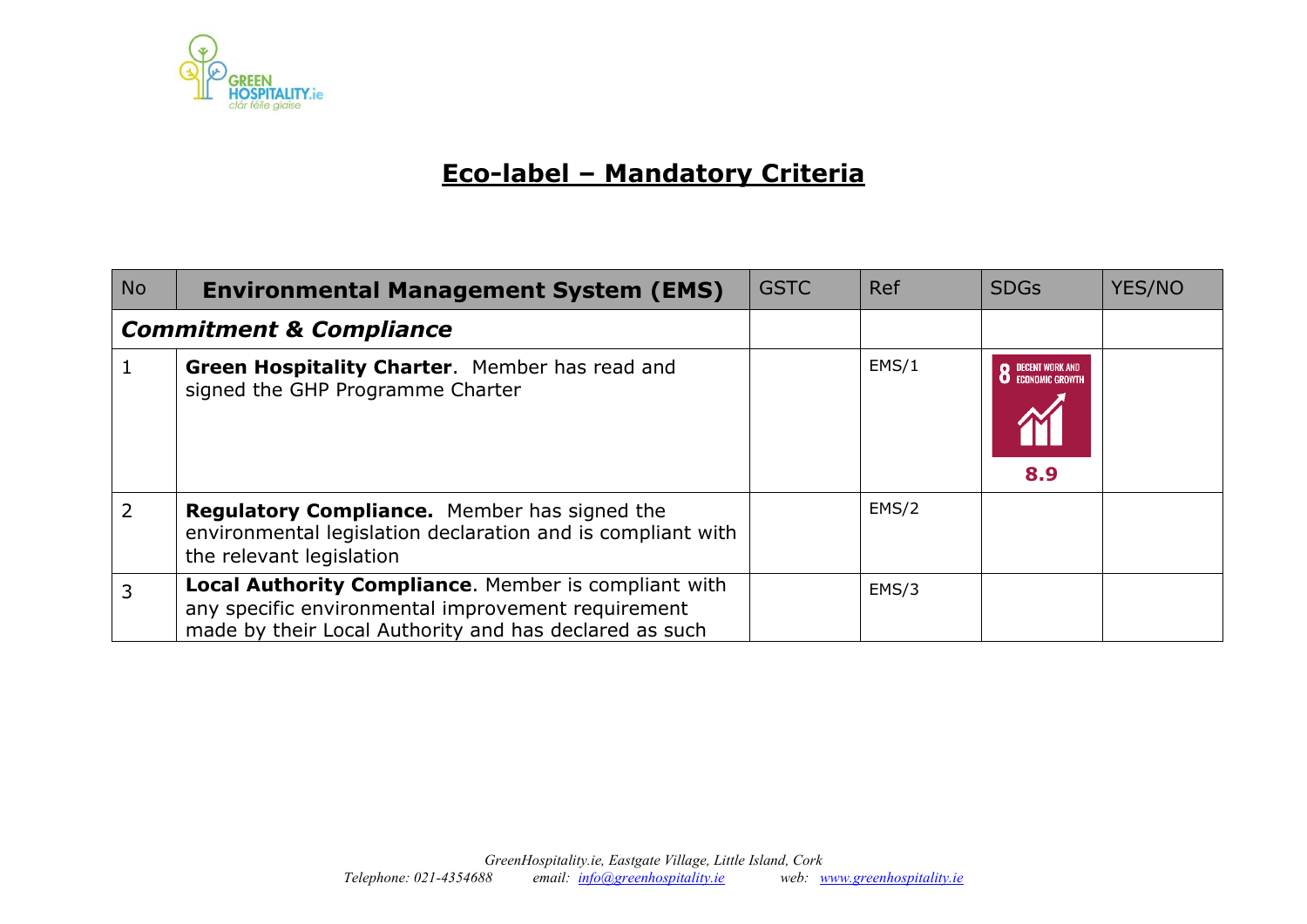# Eco-label – Mandatory Criteria

| No | **Environmental Management System (EMS)** | GSTC | Ref | SDGs | YES/NO |
|---|---|---|---|---|---|
| ***Commitment & Compliance*** | | | | | |
| 1 | **Green Hospitality Charter**. Member has read and signed the GHP Programme Charter | | EMS/1 | 8 DECENT WORK AND ECONOMIC GROWTH 8.9 | |
| 2 | **Regulatory Compliance.** Member has signed the environmental legislation declaration and is compliant with the relevant legislation | | EMS/2 | | |
| 3 | **Local Authority Compliance**. Member is compliant with any specific environmental improvement requirement made by their Local Authority and has declared as such | | EMS/3 | | |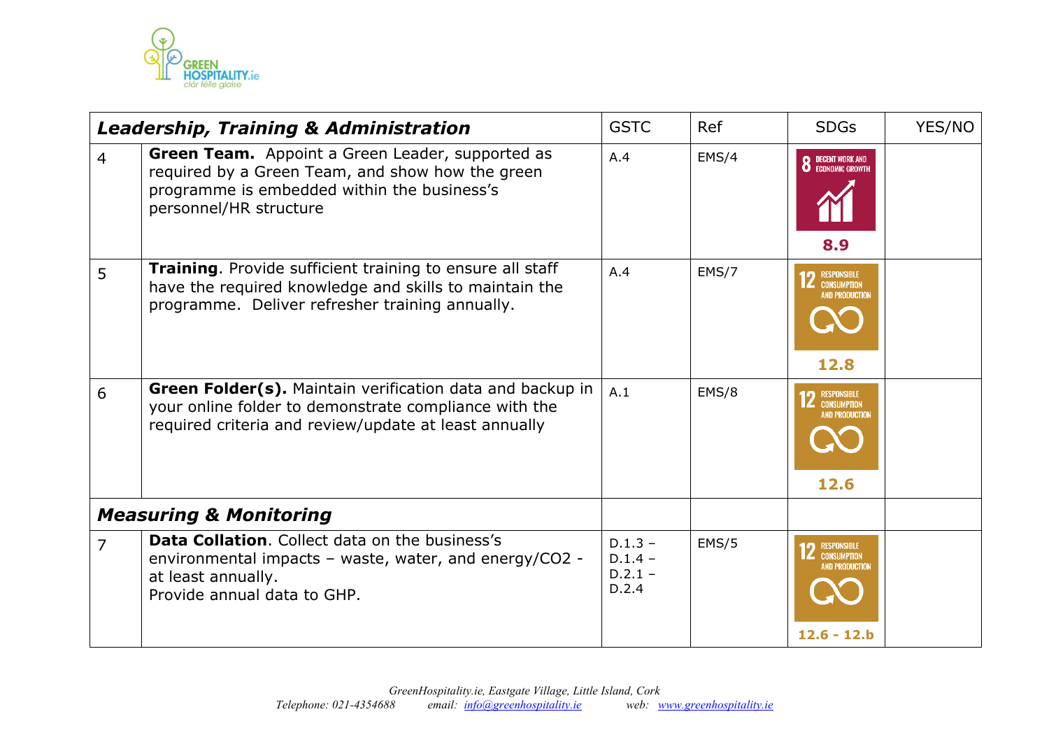| *Leadership, Training & Administration* | | GSTC | Ref | SDGs | YES/NO |
|---|---|---|---|---|---|
| 4 | **Green Team.** Appoint a Green Leader, supported as required by a Green Team, and show how the green programme is embedded within the business's personnel/HR structure | A.4 | EMS/4 | 8 DECENT WORK AND ECONOMIC GROWTH **8.9** | |
| 5 | **Training**. Provide sufficient training to ensure all staff have the required knowledge and skills to maintain the programme. Deliver refresher training annually. | A.4 | EMS/7 | 12 RESPONSIBLE CONSUMPTION AND PRODUCTION **12.8** | |
| 6 | **Green Folder(s).** Maintain verification data and backup in your online folder to demonstrate compliance with the required criteria and review/update at least annually | A.1 | EMS/8 | 12 RESPONSIBLE CONSUMPTION AND PRODUCTION **12.6** | |
| *Measuring & Monitoring* | | | | | |
| 7 | **Data Collation**. Collect data on the business's environmental impacts – waste, water, and energy/CO2 - at least annually. Provide annual data to GHP. | D.1.3 – D.1.4 – D.2.1 – D.2.4 | EMS/5 | 12 RESPONSIBLE CONSUMPTION AND PRODUCTION **12.6 - 12.b** | |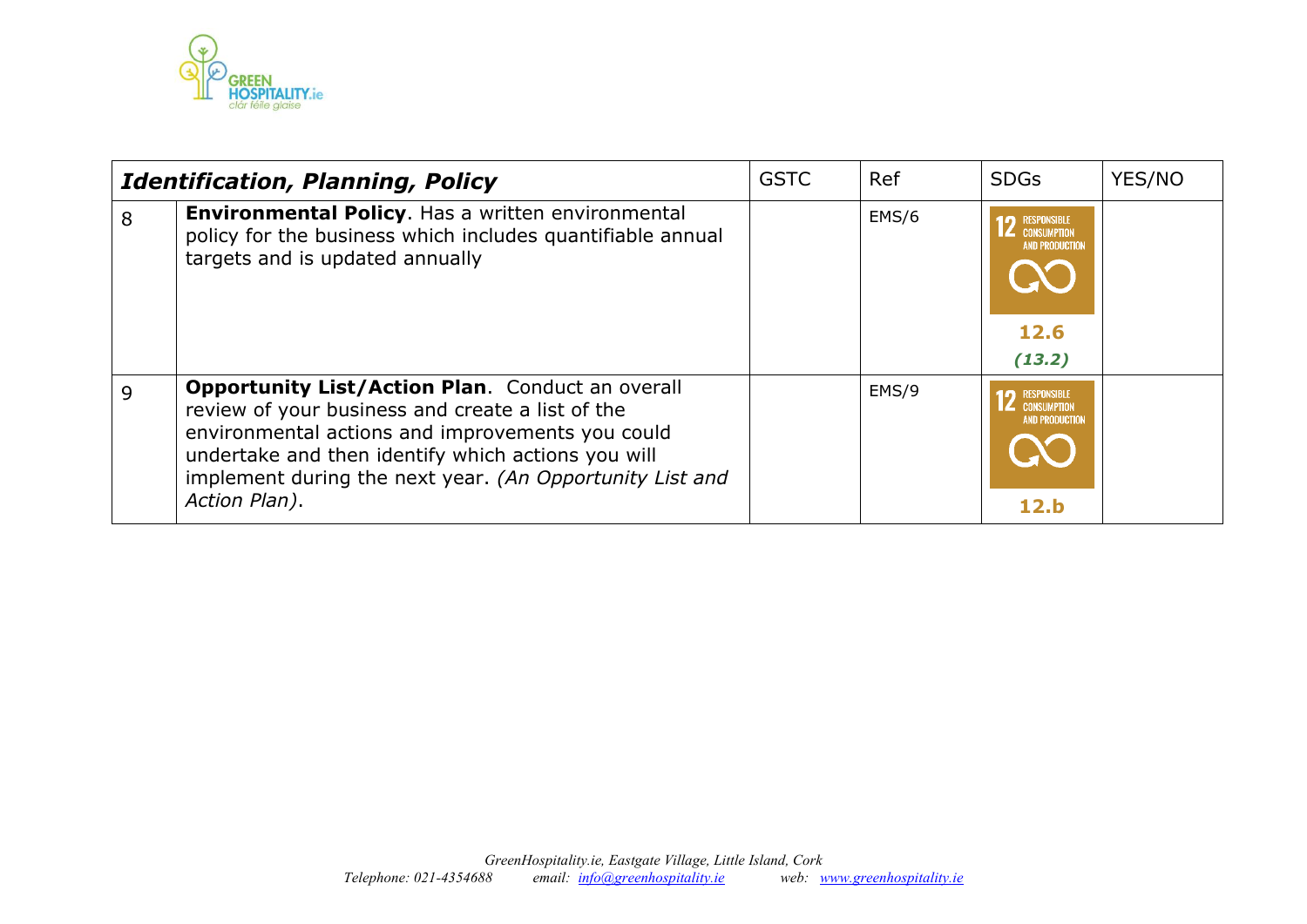| *Identification, Planning, Policy* | | GSTC | Ref | SDGs | YES/NO |
|---|---|---|---|---|---|
| 8 | **Environmental Policy**. Has a written environmental policy for the business which includes quantifiable annual targets and is updated annually | | EMS/6 | 12 RESPONSIBLE CONSUMPTION AND PRODUCTION **12.6** ***(13.2)*** | |
| 9 | **Opportunity List/Action Plan**. Conduct an overall review of your business and create a list of the environmental actions and improvements you could undertake and then identify which actions you will implement during the next year. *(An Opportunity List and Action Plan)*. | | EMS/9 | 12 RESPONSIBLE CONSUMPTION AND PRODUCTION **12.b** | |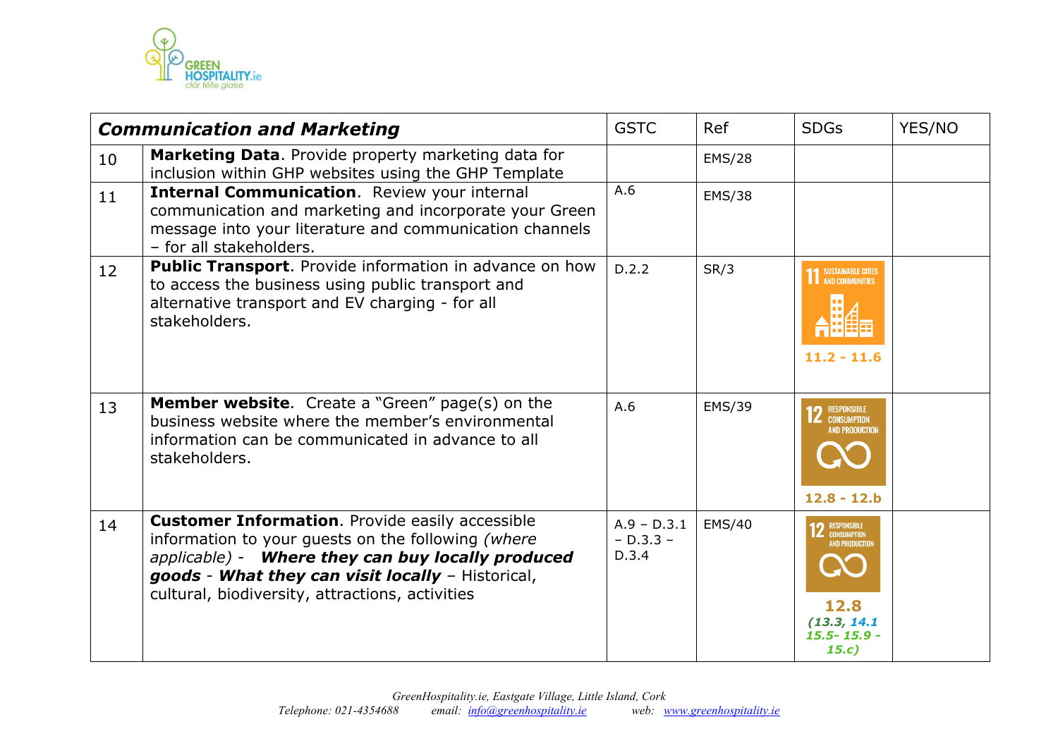| ***Communication and Marketing*** | | GSTC | Ref | SDGs | YES/NO |
|---|---|---|---|---|---|
| 10 | **Marketing Data**. Provide property marketing data for inclusion within GHP websites using the GHP Template | | EMS/28 | | |
| 11 | **Internal Communication**. Review your internal communication and marketing and incorporate your Green message into your literature and communication channels – for all stakeholders. | A.6 | EMS/38 | | |
| 12 | **Public Transport**. Provide information in advance on how to access the business using public transport and alternative transport and EV charging - for all stakeholders. | D.2.2 | SR/3 | 11 SUSTAINABLE CITIES AND COMMUNITIES **11.2 - 11.6** | |
| 13 | **Member website**. Create a "Green" page(s) on the business website where the member's environmental information can be communicated in advance to all stakeholders. | A.6 | EMS/39 | 12 RESPONSIBLE CONSUMPTION AND PRODUCTION **12.8 - 12.b** | |
| 14 | **Customer Information**. Provide easily accessible information to your guests on the following *(where applicable)* - ***Where they can buy locally produced goods*** - ***What they can visit locally*** – Historical, cultural, biodiversity, attractions, activities | A.9 – D.3.1 – D.3.3 – D.3.4 | EMS/40 | 12 RESPONSIBLE CONSUMPTION AND PRODUCTION **12.8** ***(13.3, 14.1 15.5- 15.9 - 15.c)*** | |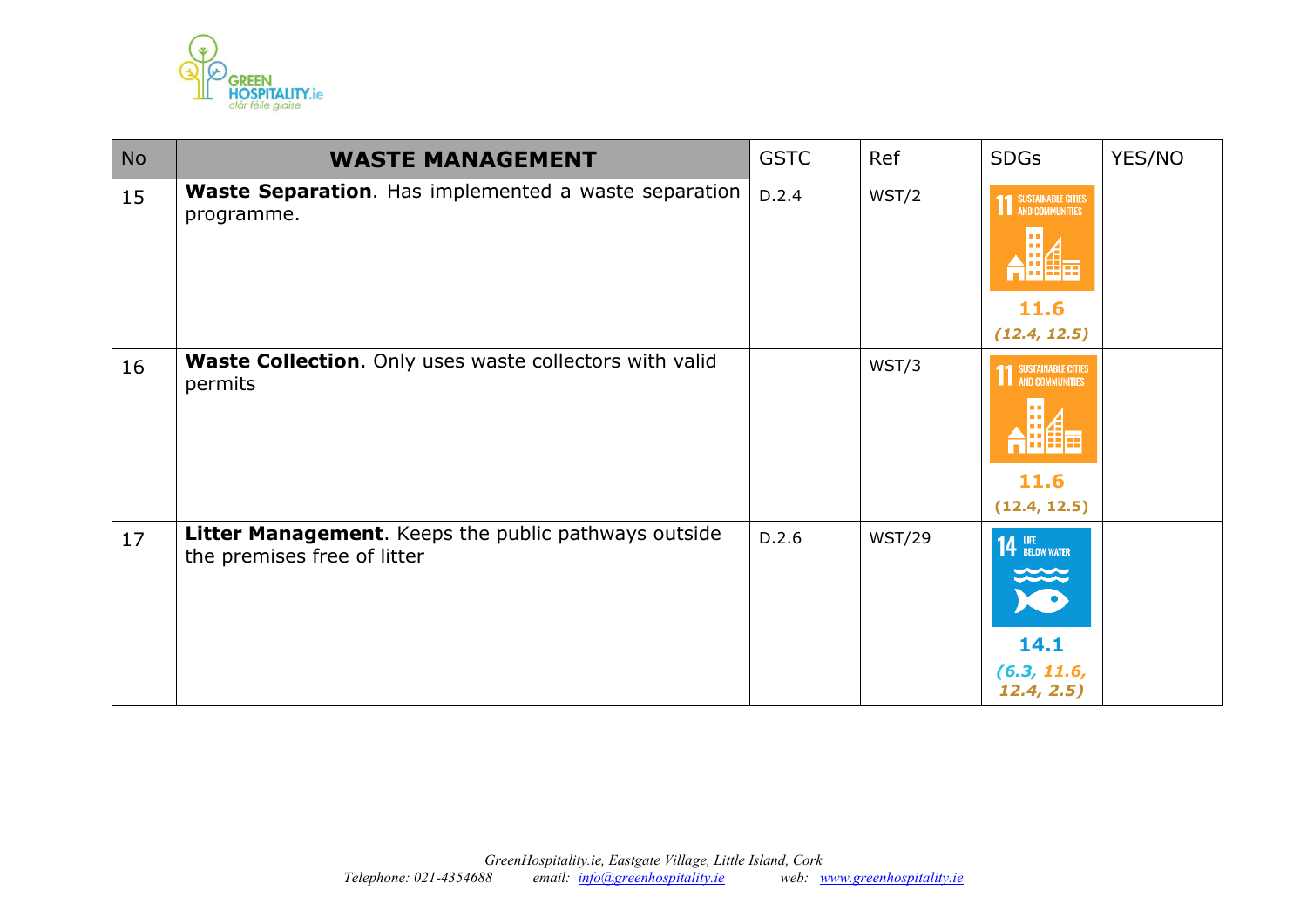| No | WASTE MANAGEMENT | GSTC | Ref | SDGs | YES/NO |
| --- | --- | --- | --- | --- | --- |
| 15 | **Waste Separation**. Has implemented a waste separation programme. | D.2.4 | WST/2 | 11 SUSTAINABLE CITIES AND COMMUNITIES 11.6 *(12.4, 12.5)* | |
| 16 | **Waste Collection**. Only uses waste collectors with valid permits | | WST/3 | 11 SUSTAINABLE CITIES AND COMMUNITIES 11.6 (12.4, 12.5) | |
| 17 | **Litter Management**. Keeps the public pathways outside the premises free of litter | D.2.6 | WST/29 | 14 LIFE BELOW WATER 14.1 *(6.3, 11.6, 12.4, 2.5)* | |

*GreenHospitality.ie, Eastgate Village, Little Island, Cork*
*Telephone: 021-4354688 email: info@greenhospitality.ie web: www.greenhospitality.ie*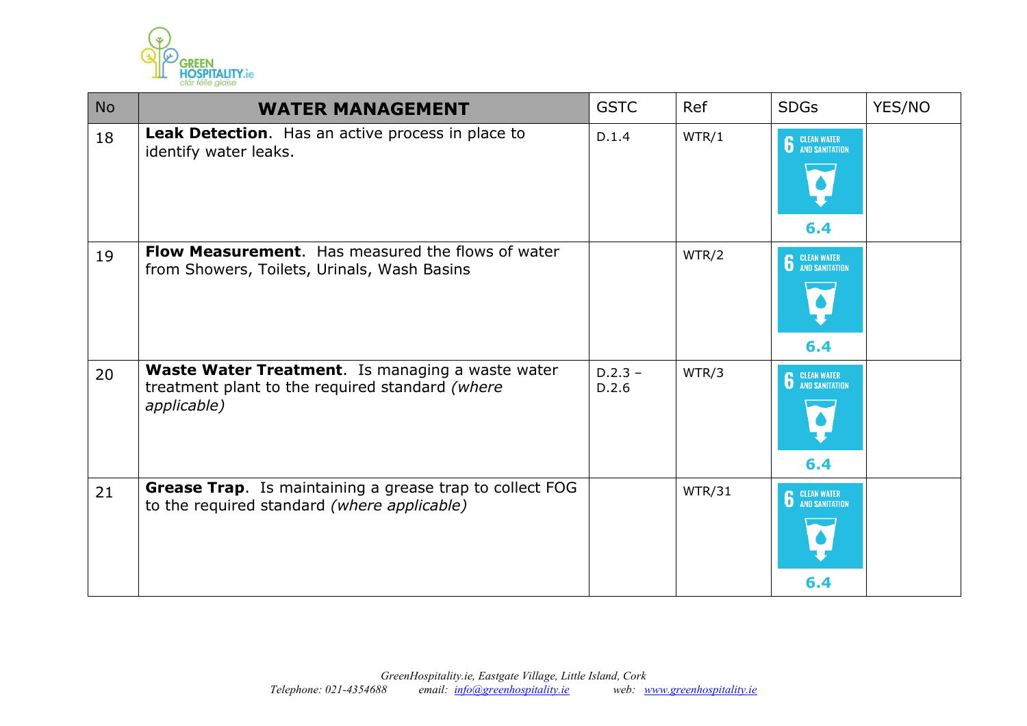| No | WATER MANAGEMENT | GSTC | Ref | SDGs | YES/NO |
|---|---|---|---|---|---|
| 18 | **Leak Detection**. Has an active process in place to identify water leaks. | D.1.4 | WTR/1 | 6 CLEAN WATER AND SANITATION 6.4 | |
| 19 | **Flow Measurement**. Has measured the flows of water from Showers, Toilets, Urinals, Wash Basins | | WTR/2 | 6 CLEAN WATER AND SANITATION 6.4 | |
| 20 | **Waste Water Treatment**. Is managing a waste water treatment plant to the required standard *(where applicable)* | D.2.3 – D.2.6 | WTR/3 | 6 CLEAN WATER AND SANITATION 6.4 | |
| 21 | **Grease Trap**. Is maintaining a grease trap to collect FOG to the required standard *(where applicable)* | | WTR/31 | 6 CLEAN WATER AND SANITATION 6.4 | |

*GreenHospitality.ie, Eastgate Village, Little Island, Cork*
*Telephone: 021-4354688 email: info@greenhospitality.ie web: www.greenhospitality.ie*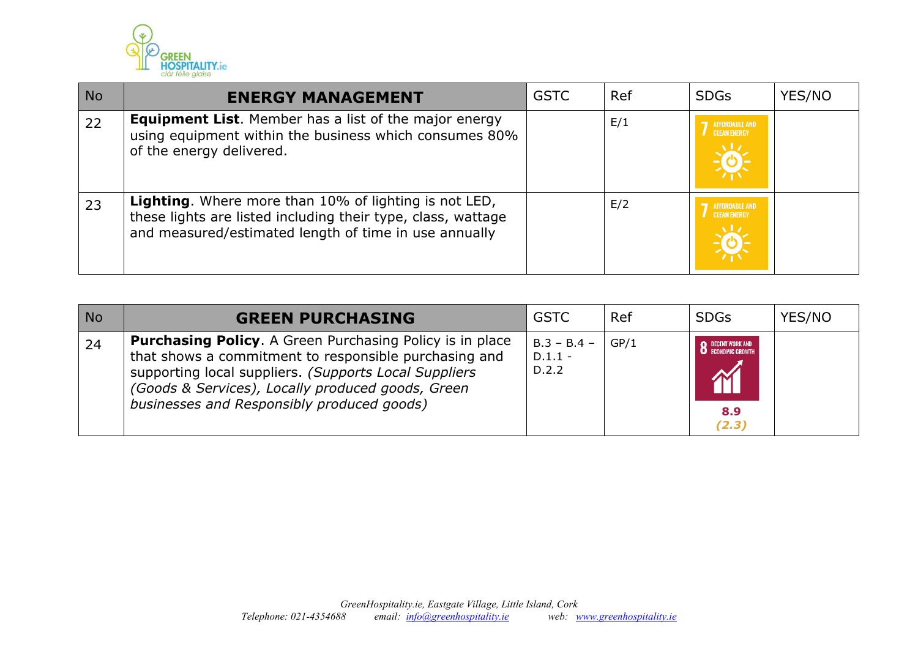| No | ENERGY MANAGEMENT | GSTC | Ref | SDGs | YES/NO |
|---|---|---|---|---|---|
| 22 | **Equipment List**. Member has a list of the major energy using equipment within the business which consumes 80% of the energy delivered. | | E/1 | 7 AFFORDABLE AND CLEAN ENERGY | |
| 23 | **Lighting**. Where more than 10% of lighting is not LED, these lights are listed including their type, class, wattage and measured/estimated length of time in use annually | | E/2 | 7 AFFORDABLE AND CLEAN ENERGY | |

| No | GREEN PURCHASING | GSTC | Ref | SDGs | YES/NO |
|---|---|---|---|---|---|
| 24 | **Purchasing Policy**. A Green Purchasing Policy is in place that shows a commitment to responsible purchasing and supporting local suppliers. *(Supports Local Suppliers (Goods & Services), Locally produced goods, Green businesses and Responsibly produced goods)* | B.3 – B.4 – D.1.1 - D.2.2 | GP/1 | 8 DECENT WORK AND ECONOMIC GROWTH **8.9** ***(2.3)*** | |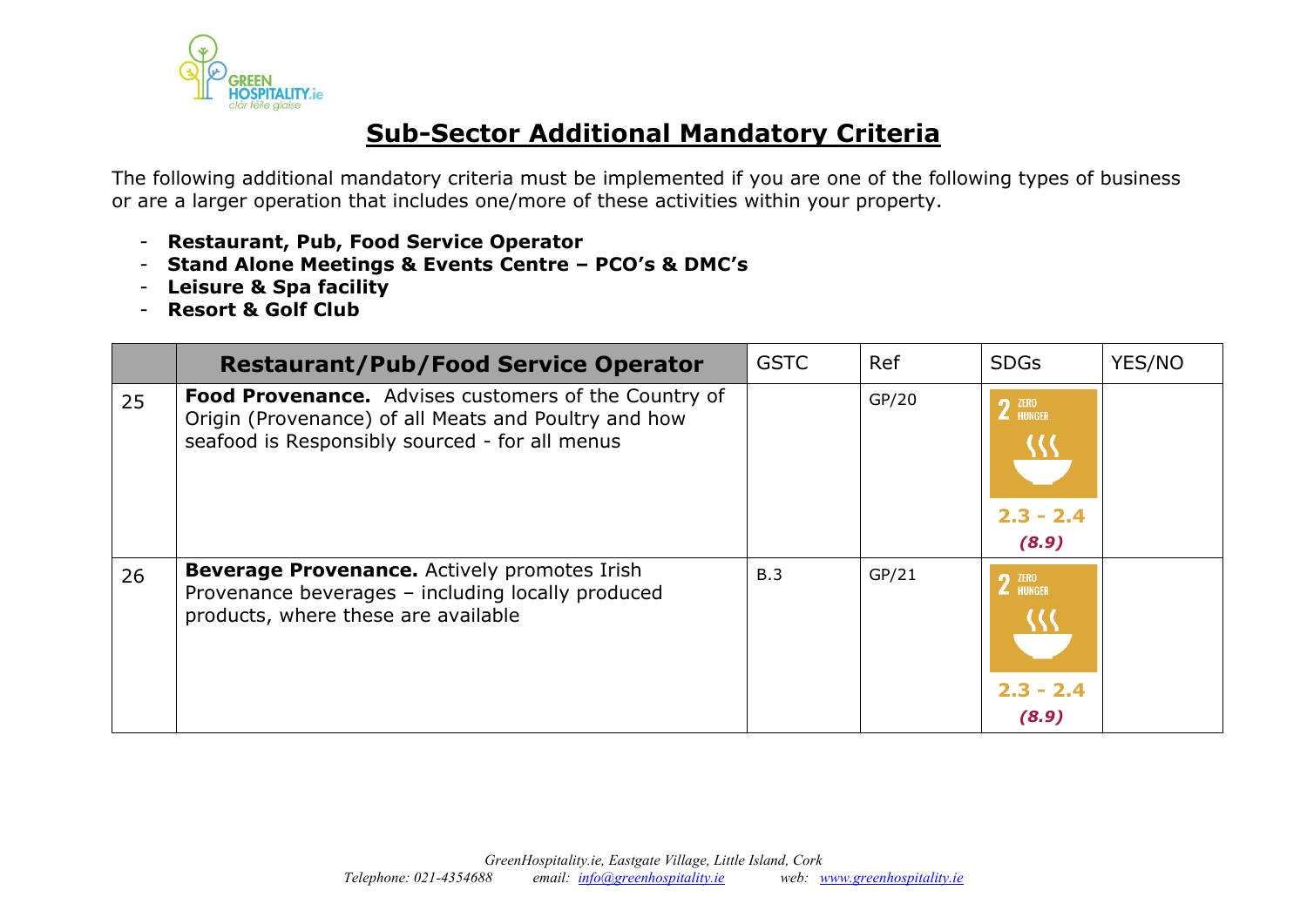# Sub-Sector Additional Mandatory Criteria

The following additional mandatory criteria must be implemented if you are one of the following types of business or are a larger operation that includes one/more of these activities within your property.

- **Restaurant, Pub, Food Service Operator**
- **Stand Alone Meetings & Events Centre – PCO's & DMC's**
- **Leisure & Spa facility**
- **Resort & Golf Club**

| | Restaurant/Pub/Food Service Operator | GSTC | Ref | SDGs | YES/NO |
|---|---|---|---|---|---|
| 25 | **Food Provenance.** Advises customers of the Country of Origin (Provenance) of all Meats and Poultry and how seafood is Responsibly sourced - for all menus | | GP/20 | 2 ZERO HUNGER 2.3 - 2.4 *(8.9)* | |
| 26 | **Beverage Provenance.** Actively promotes Irish Provenance beverages – including locally produced products, where these are available | B.3 | GP/21 | 2 ZERO HUNGER 2.3 - 2.4 *(8.9)* | |

*GreenHospitality.ie, Eastgate Village, Little Island, Cork*
*Telephone: 021-4354688 email: info@greenhospitality.ie web: www.greenhospitality.ie*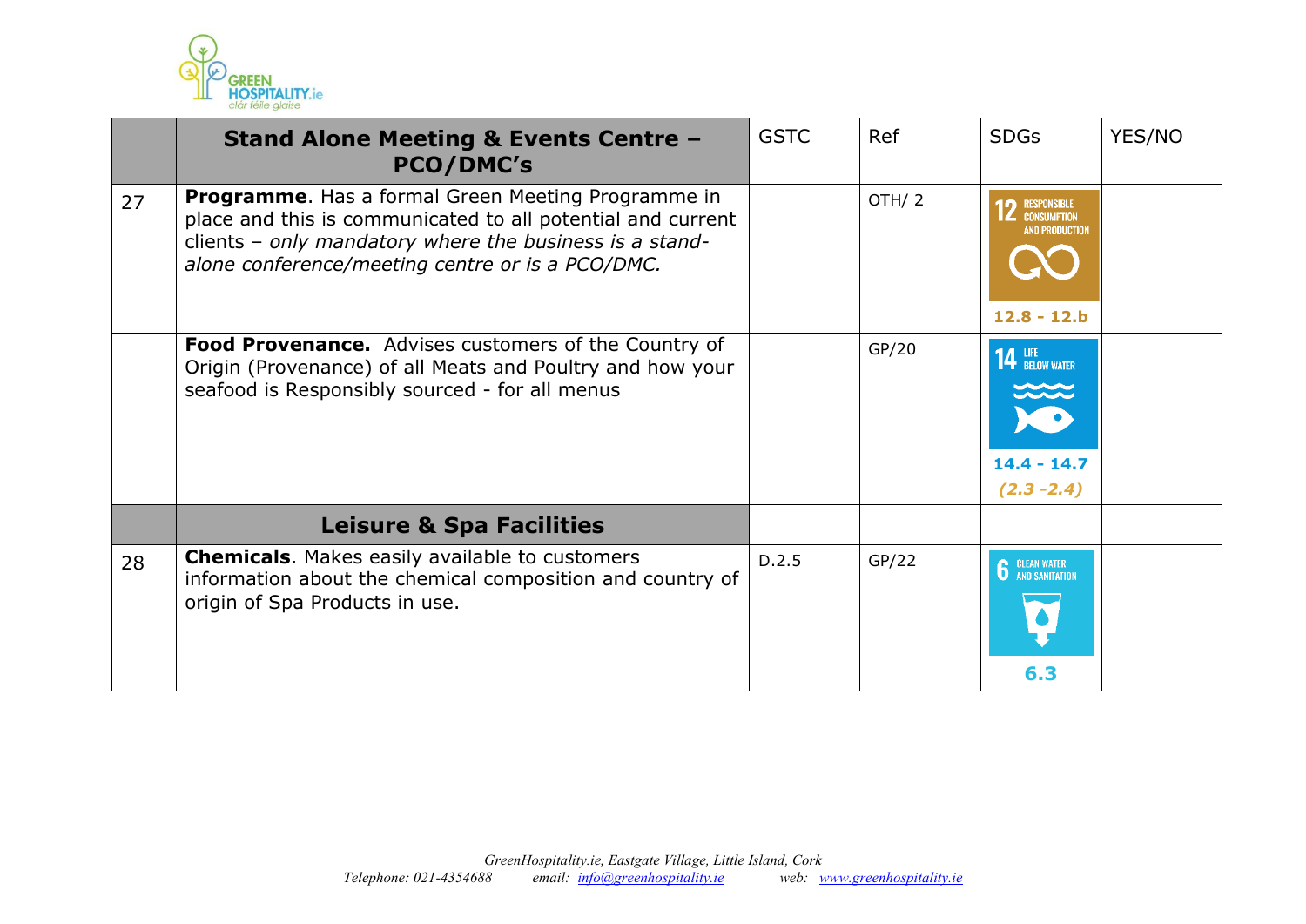| | Stand Alone Meeting & Events Centre – PCO/DMC's | GSTC | Ref | SDGs | YES/NO |
|---|---|---|---|---|---|
| 27 | **Programme**. Has a formal Green Meeting Programme in place and this is communicated to all potential and current clients – *only mandatory where the business is a stand-alone conference/meeting centre or is a PCO/DMC.* | | OTH/ 2 | 12 RESPONSIBLE CONSUMPTION AND PRODUCTION **12.8 - 12.b** | |
| | **Food Provenance.** Advises customers of the Country of Origin (Provenance) of all Meats and Poultry and how your seafood is Responsibly sourced - for all menus | | GP/20 | 14 LIFE BELOW WATER **14.4 - 14.7** ***(2.3 -2.4)*** | |
| | **Leisure & Spa Facilities** | | | | |
| 28 | **Chemicals**. Makes easily available to customers information about the chemical composition and country of origin of Spa Products in use. | D.2.5 | GP/22 | 6 CLEAN WATER AND SANITATION **6.3** | |

*GreenHospitality.ie, Eastgate Village, Little Island, Cork*
*Telephone: 021-4354688 email: info@greenhospitality.ie web: www.greenhospitality.ie*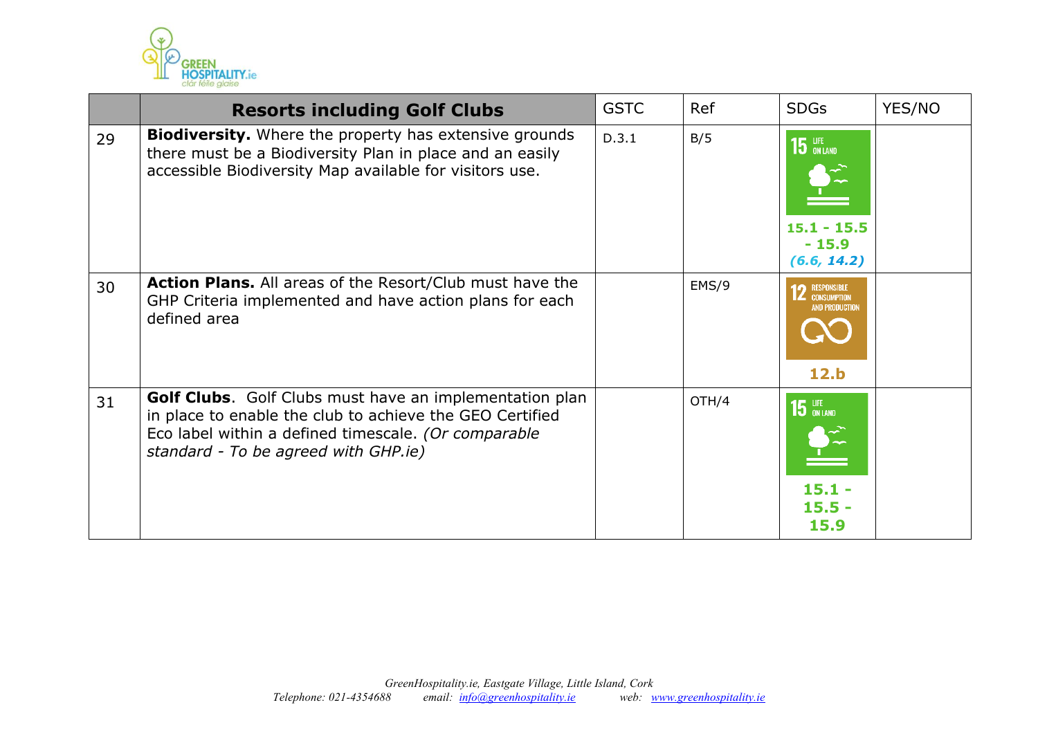| | **Resorts including Golf Clubs** | GSTC | Ref | SDGs | YES/NO |
|---|---|---|---|---|---|
| 29 | **Biodiversity.** Where the property has extensive grounds there must be a Biodiversity Plan in place and an easily accessible Biodiversity Map available for visitors use. | D.3.1 | B/5 | 15 LIFE ON LAND **15.1 - 15.5 - 15.9** ***(6.6, 14.2)*** | |
| 30 | **Action Plans.** All areas of the Resort/Club must have the GHP Criteria implemented and have action plans for each defined area | | EMS/9 | 12 RESPONSIBLE CONSUMPTION AND PRODUCTION **12.b** | |
| 31 | **Golf Clubs**. Golf Clubs must have an implementation plan in place to enable the club to achieve the GEO Certified Eco label within a defined timescale. *(Or comparable standard - To be agreed with GHP.ie)* | | OTH/4 | 15 LIFE ON LAND **15.1 - 15.5 - 15.9** | |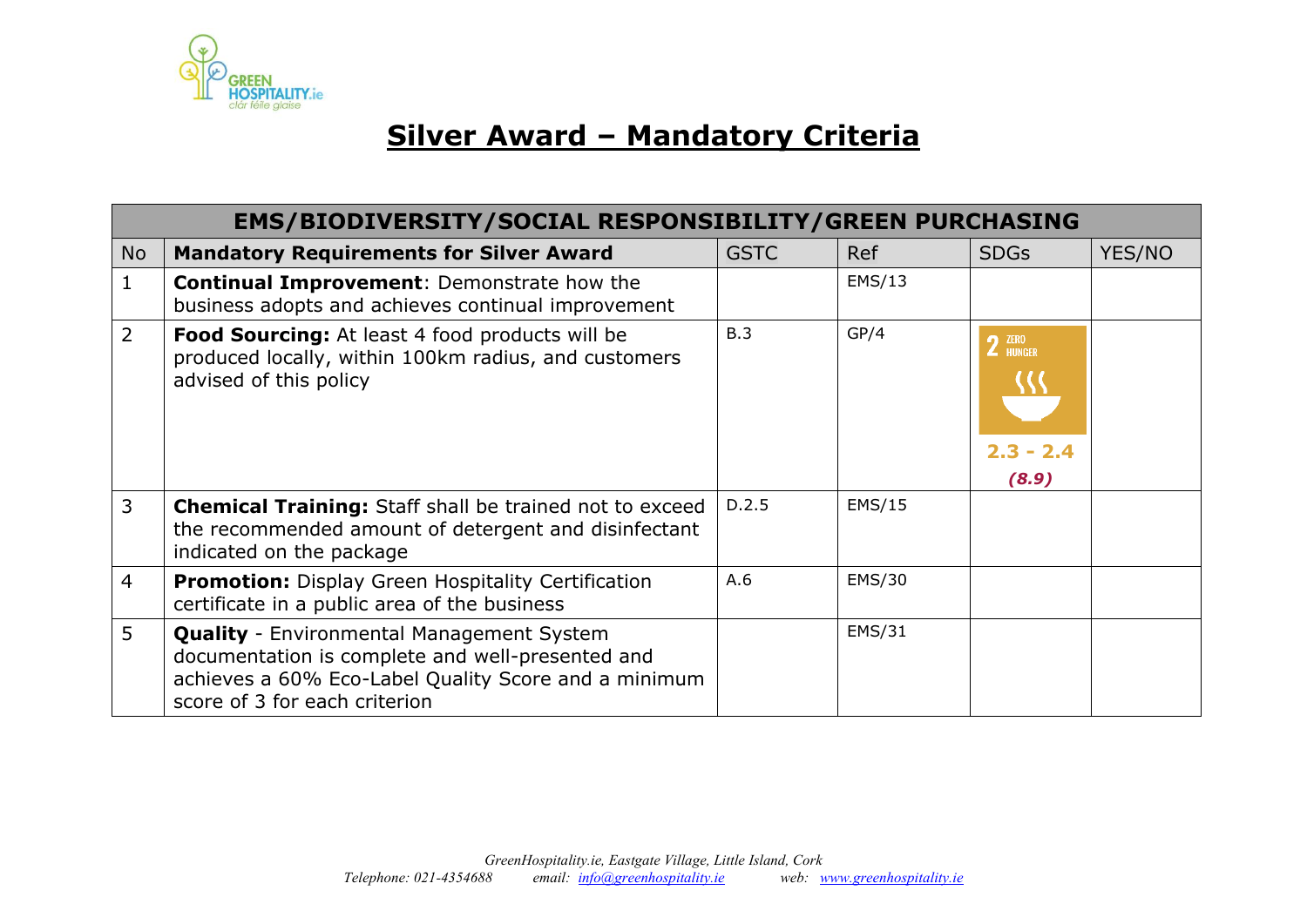# Silver Award – Mandatory Criteria

| EMS/BIODIVERSITY/SOCIAL RESPONSIBILITY/GREEN PURCHASING | | | | | |
|---|---|---|---|---|---|
| No | Mandatory Requirements for Silver Award | GSTC | Ref | SDGs | YES/NO |
| 1 | **Continual Improvement**: Demonstrate how the business adopts and achieves continual improvement | | EMS/13 | | |
| 2 | **Food Sourcing:** At least 4 food products will be produced locally, within 100km radius, and customers advised of this policy | B.3 | GP/4 | 2 ZERO HUNGER **2.3 - 2.4** ***(8.9)*** | |
| 3 | **Chemical Training:** Staff shall be trained not to exceed the recommended amount of detergent and disinfectant indicated on the package | D.2.5 | EMS/15 | | |
| 4 | **Promotion:** Display Green Hospitality Certification certificate in a public area of the business | A.6 | EMS/30 | | |
| 5 | **Quality** - Environmental Management System documentation is complete and well-presented and achieves a 60% Eco-Label Quality Score and a minimum score of 3 for each criterion | | EMS/31 | | |

*GreenHospitality.ie, Eastgate Village, Little Island, Cork*
*Telephone: 021-4354688 email: info@greenhospitality.ie web: www.greenhospitality.ie*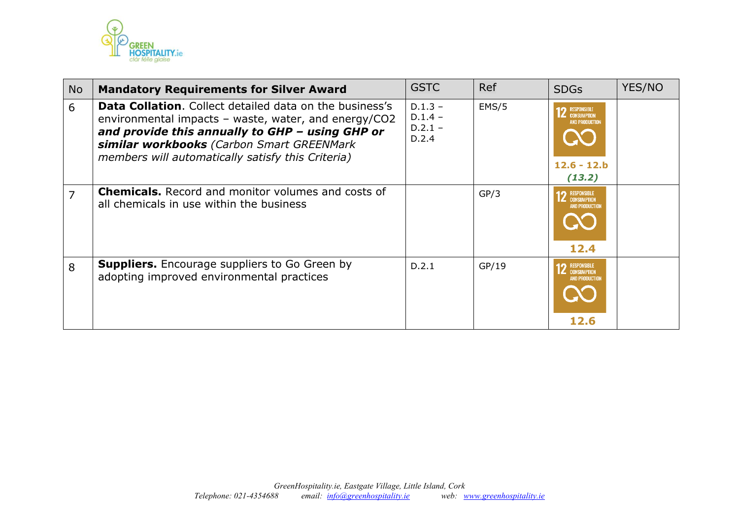| No | Mandatory Requirements for Silver Award | GSTC | Ref | SDGs | YES/NO |
|---|---|---|---|---|---|
| 6 | **Data Collation**. Collect detailed data on the business's environmental impacts – waste, water, and energy/CO2 ***and provide this annually to GHP – using GHP or similar workbooks*** *(Carbon Smart GREENMark members will automatically satisfy this Criteria)* | D.1.3 – D.1.4 – D.2.1 – D.2.4 | EMS/5 | 12 RESPONSIBLE CONSUMPTION AND PRODUCTION **12.6 - 12.b** ***(13.2)*** | |
| 7 | **Chemicals.** Record and monitor volumes and costs of all chemicals in use within the business | | GP/3 | 12 RESPONSIBLE CONSUMPTION AND PRODUCTION **12.4** | |
| 8 | **Suppliers.** Encourage suppliers to Go Green by adopting improved environmental practices | D.2.1 | GP/19 | 12 RESPONSIBLE CONSUMPTION AND PRODUCTION **12.6** | |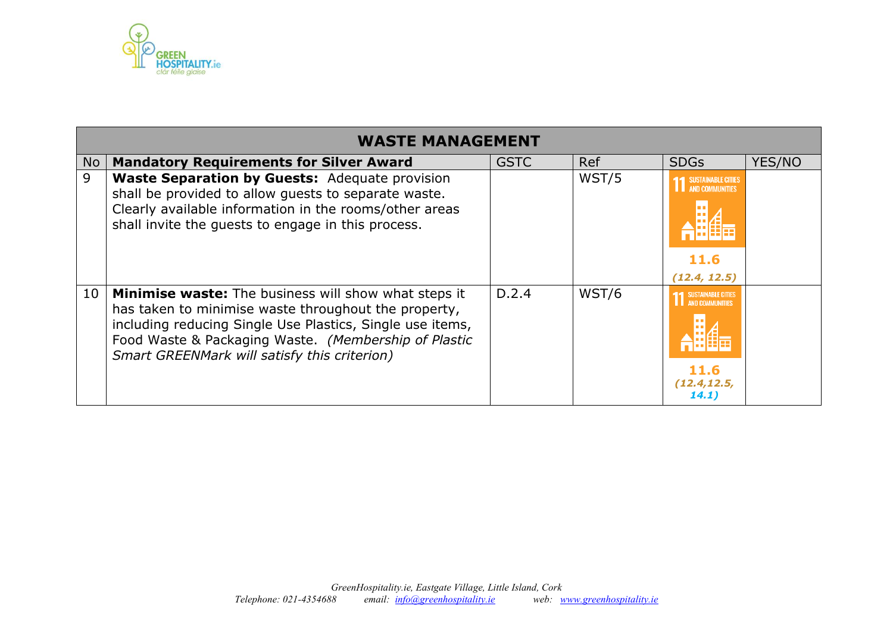| WASTE MANAGEMENT | | | | | |
|---|---|---|---|---|---|
| No | **Mandatory Requirements for Silver Award** | GSTC | Ref | SDGs | YES/NO |
| 9 | **Waste Separation by Guests:** Adequate provision shall be provided to allow guests to separate waste. Clearly available information in the rooms/other areas shall invite the guests to engage in this process. | | WST/5 | 11 SUSTAINABLE CITIES AND COMMUNITIES **11.6** ***(12.4, 12.5)*** | |
| 10 | **Minimise waste:** The business will show what steps it has taken to minimise waste throughout the property, including reducing Single Use Plastics, Single use items, Food Waste & Packaging Waste. *(Membership of Plastic Smart GREENMark will satisfy this criterion)* | D.2.4 | WST/6 | 11 SUSTAINABLE CITIES AND COMMUNITIES **11.6** ***(12.4,12.5, 14.1)*** | |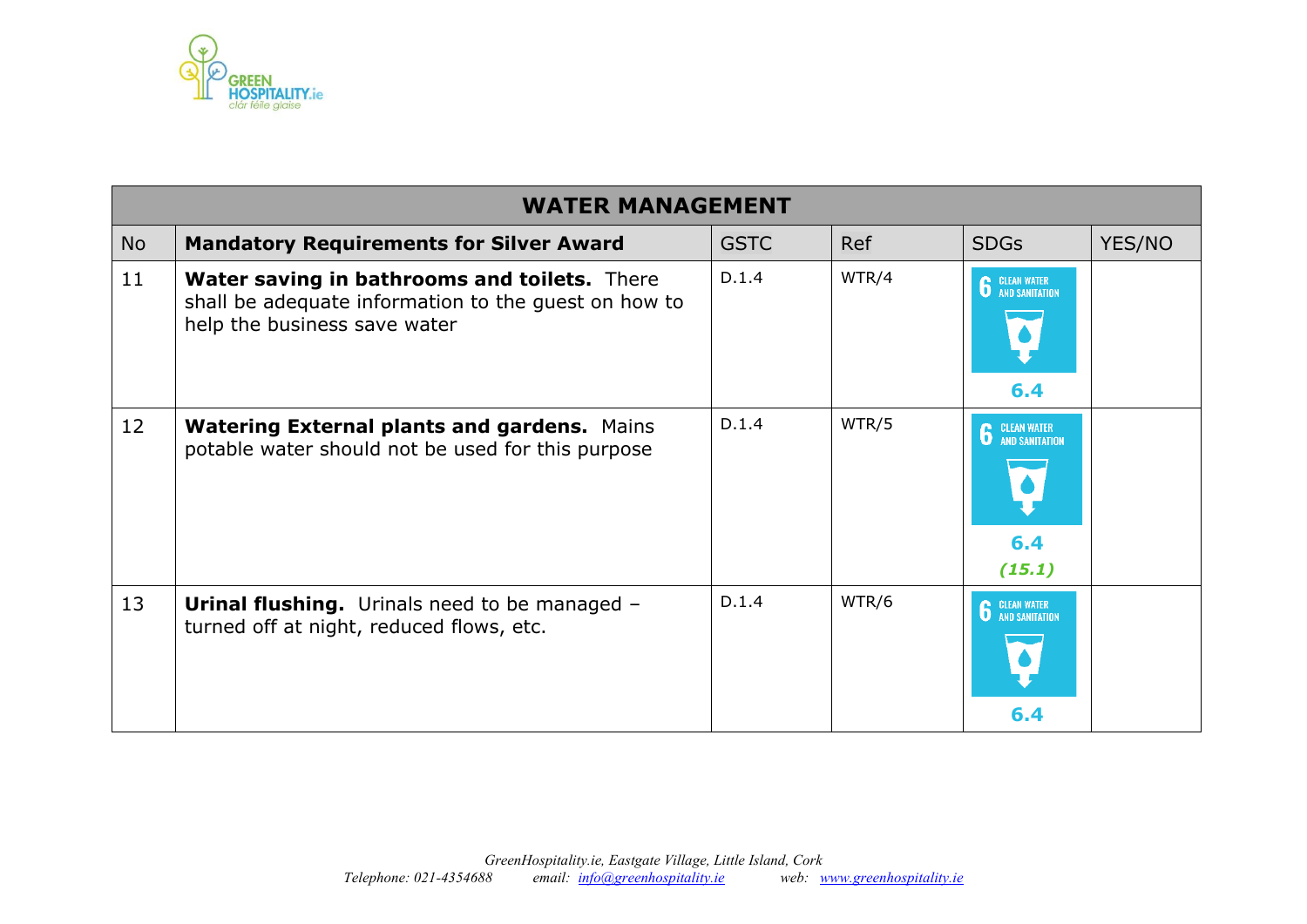| WATER MANAGEMENT | | | | | |
|---|---|---|---|---|---|
| No | **Mandatory Requirements for Silver Award** | GSTC | Ref | SDGs | YES/NO |
| 11 | **Water saving in bathrooms and toilets.** There shall be adequate information to the guest on how to help the business save water | D.1.4 | WTR/4 | 6 CLEAN WATER AND SANITATION 6.4 | |
| 12 | **Watering External plants and gardens.** Mains potable water should not be used for this purpose | D.1.4 | WTR/5 | 6 CLEAN WATER AND SANITATION 6.4 *(15.1)* | |
| 13 | **Urinal flushing.** Urinals need to be managed – turned off at night, reduced flows, etc. | D.1.4 | WTR/6 | 6 CLEAN WATER AND SANITATION 6.4 | |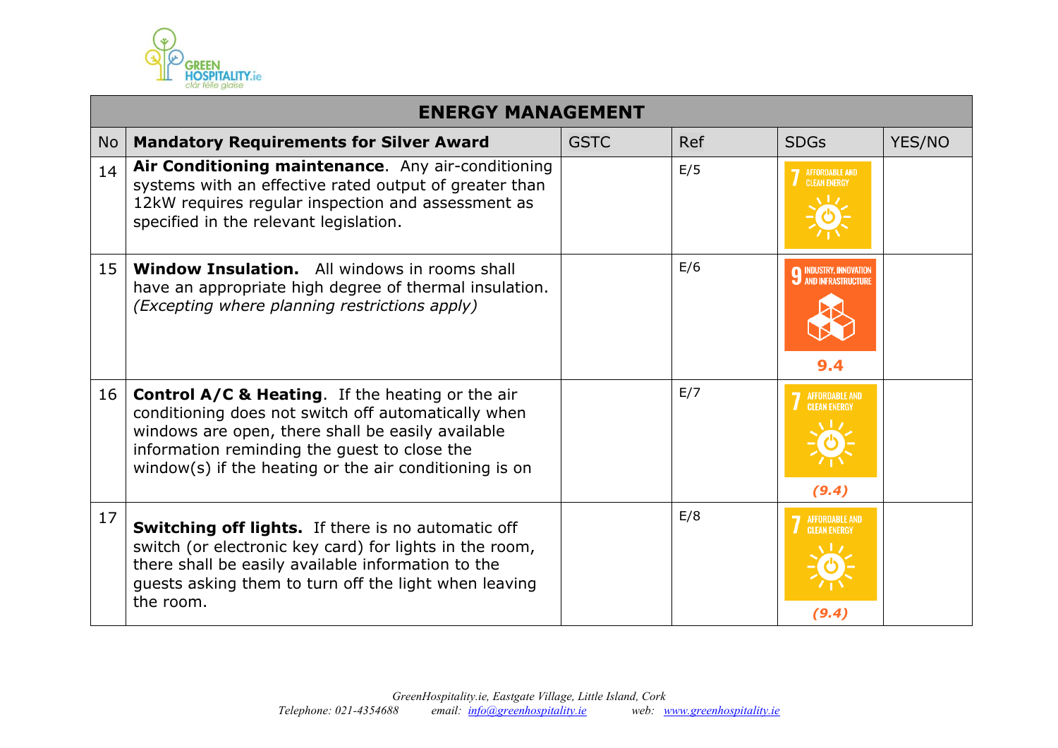| ENERGY MANAGEMENT | | | | | |
|---|---|---|---|---|---|
| **No** | **Mandatory Requirements for Silver Award** | GSTC | Ref | SDGs | YES/NO |
| 14 | **Air Conditioning maintenance**. Any air-conditioning systems with an effective rated output of greater than 12kW requires regular inspection and assessment as specified in the relevant legislation. | | E/5 | 7 AFFORDABLE AND CLEAN ENERGY | |
| 15 | **Window Insulation.** All windows in rooms shall have an appropriate high degree of thermal insulation. *(Excepting where planning restrictions apply)* | | E/6 | 9 INDUSTRY, INNOVATION AND INFRASTRUCTURE **9.4** | |
| 16 | **Control A/C & Heating**. If the heating or the air conditioning does not switch off automatically when windows are open, there shall be easily available information reminding the guest to close the window(s) if the heating or the air conditioning is on | | E/7 | 7 AFFORDABLE AND CLEAN ENERGY ***(9.4)*** | |
| 17 | **Switching off lights.** If there is no automatic off switch (or electronic key card) for lights in the room, there shall be easily available information to the guests asking them to turn off the light when leaving the room. | | E/8 | 7 AFFORDABLE AND CLEAN ENERGY ***(9.4)*** | |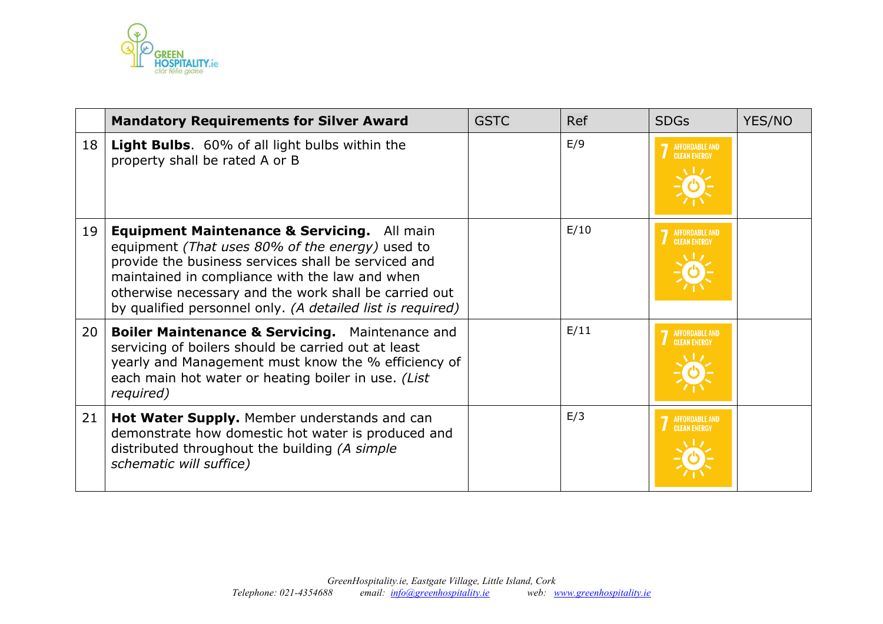| | **Mandatory Requirements for Silver Award** | GSTC | Ref | SDGs | YES/NO |
|---|---|---|---|---|---|
| 18 | **Light Bulbs**. 60% of all light bulbs within the property shall be rated A or B | | E/9 | 7 AFFORDABLE AND CLEAN ENERGY | |
| 19 | **Equipment Maintenance & Servicing.** All main equipment *(That uses 80% of the energy)* used to provide the business services shall be serviced and maintained in compliance with the law and when otherwise necessary and the work shall be carried out by qualified personnel only. *(A detailed list is required)* | | E/10 | 7 AFFORDABLE AND CLEAN ENERGY | |
| 20 | **Boiler Maintenance & Servicing.** Maintenance and servicing of boilers should be carried out at least yearly and Management must know the % efficiency of each main hot water or heating boiler in use. *(List required)* | | E/11 | 7 AFFORDABLE AND CLEAN ENERGY | |
| 21 | **Hot Water Supply.** Member understands and can demonstrate how domestic hot water is produced and distributed throughout the building *(A simple schematic will suffice)* | | E/3 | 7 AFFORDABLE AND CLEAN ENERGY | |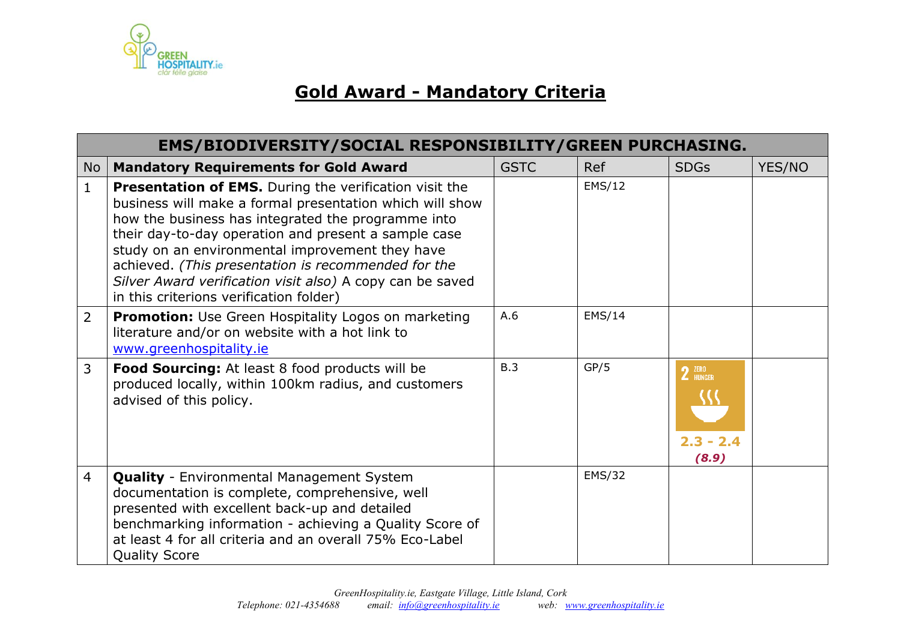# Gold Award - Mandatory Criteria

| EMS/BIODIVERSITY/SOCIAL RESPONSIBILITY/GREEN PURCHASING. | | | | | |
|---|---|---|---|---|---|
| **No** | **Mandatory Requirements for Gold Award** | **GSTC** | **Ref** | **SDGs** | **YES/NO** |
| 1 | **Presentation of EMS.** During the verification visit the business will make a formal presentation which will show how the business has integrated the programme into their day-to-day operation and present a sample case study on an environmental improvement they have achieved. *(This presentation is recommended for the Silver Award verification visit also)* A copy can be saved in this criterions verification folder) | | EMS/12 | | |
| 2 | **Promotion:** Use Green Hospitality Logos on marketing literature and/or on website with a hot link to www.greenhospitality.ie | A.6 | EMS/14 | | |
| 3 | **Food Sourcing:** At least 8 food products will be produced locally, within 100km radius, and customers advised of this policy. | B.3 | GP/5 | 2 ZERO HUNGER 2.3 - 2.4 *(8.9)* | |
| 4 | **Quality** - Environmental Management System documentation is complete, comprehensive, well presented with excellent back-up and detailed benchmarking information - achieving a Quality Score of at least 4 for all criteria and an overall 75% Eco-Label Quality Score | | EMS/32 | | |

*GreenHospitality.ie, Eastgate Village, Little Island, Cork*
*Telephone: 021-4354688 email: info@greenhospitality.ie web: www.greenhospitality.ie*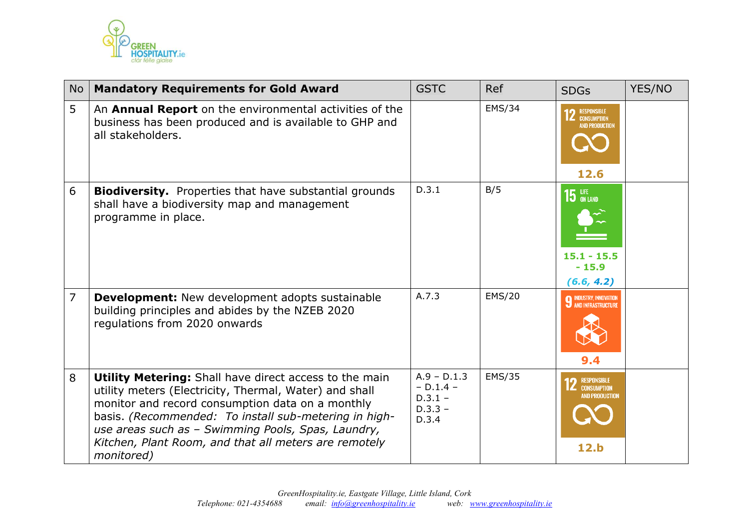| No | Mandatory Requirements for Gold Award | GSTC | Ref | SDGs | YES/NO |
|---|---|---|---|---|---|
| 5 | An **Annual Report** on the environmental activities of the business has been produced and is available to GHP and all stakeholders. | | EMS/34 | 12 RESPONSIBLE CONSUMPTION AND PRODUCTION **12.6** | |
| 6 | **Biodiversity.** Properties that have substantial grounds shall have a biodiversity map and management programme in place. | D.3.1 | B/5 | 15 LIFE ON LAND **15.1 - 15.5 - 15.9** ***(6.6, 4.2)*** | |
| 7 | **Development:** New development adopts sustainable building principles and abides by the NZEB 2020 regulations from 2020 onwards | A.7.3 | EMS/20 | 9 INDUSTRY, INNOVATION AND INFRASTRUCTURE **9.4** | |
| 8 | **Utility Metering:** Shall have direct access to the main utility meters (Electricity, Thermal, Water) and shall monitor and record consumption data on a monthly basis. *(Recommended: To install sub-metering in high-use areas such as – Swimming Pools, Spas, Laundry, Kitchen, Plant Room, and that all meters are remotely monitored)* | A.9 – D.1.3 – D.1.4 – D.3.1 – D.3.3 – D.3.4 | EMS/35 | 12 RESPONSIBLE CONSUMPTION AND PRODUCTION **12.b** | |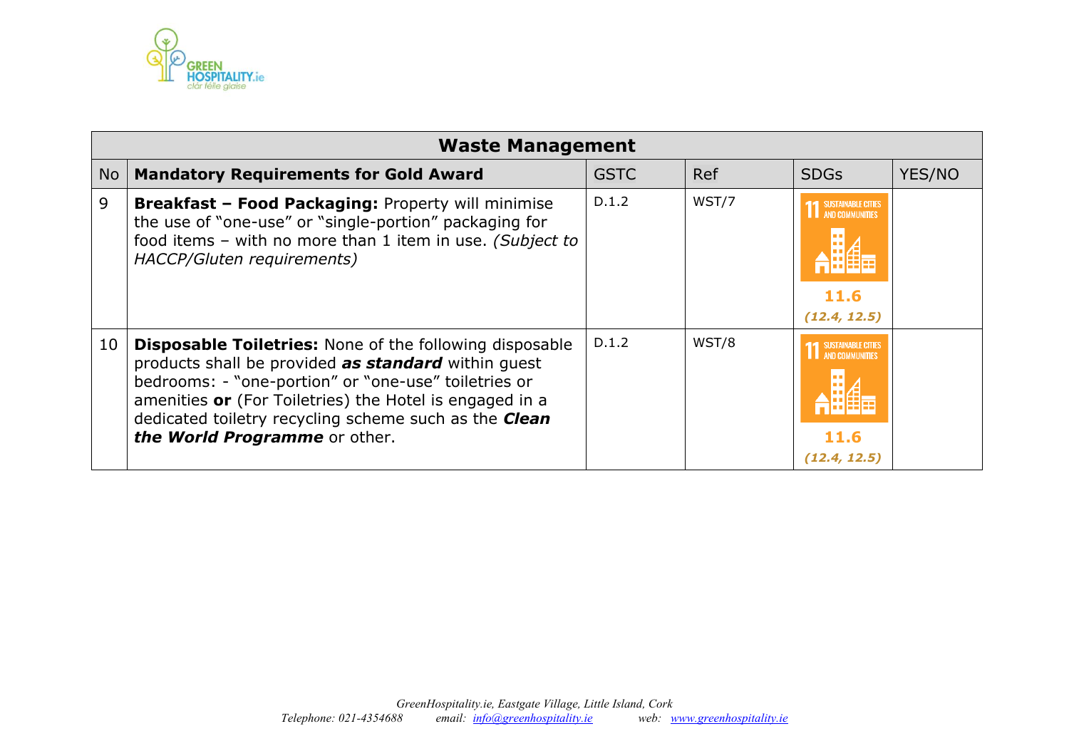| Waste Management | | | | | |
|---|---|---|---|---|---|
| **No** | **Mandatory Requirements for Gold Award** | GSTC | Ref | SDGs | YES/NO |
| 9 | **Breakfast – Food Packaging:** Property will minimise the use of "one-use" or "single-portion" packaging for food items – with no more than 1 item in use. *(Subject to HACCP/Gluten requirements)* | D.1.2 | WST/7 | 11 SUSTAINABLE CITIES AND COMMUNITIES **11.6** ***(12.4, 12.5)*** | |
| 10 | **Disposable Toiletries:** None of the following disposable products shall be provided ***as standard*** within guest bedrooms: - "one-portion" or "one-use" toiletries or amenities **or** (For Toiletries) the Hotel is engaged in a dedicated toiletry recycling scheme such as the ***Clean the World Programme*** or other. | D.1.2 | WST/8 | 11 SUSTAINABLE CITIES AND COMMUNITIES **11.6** ***(12.4, 12.5)*** | |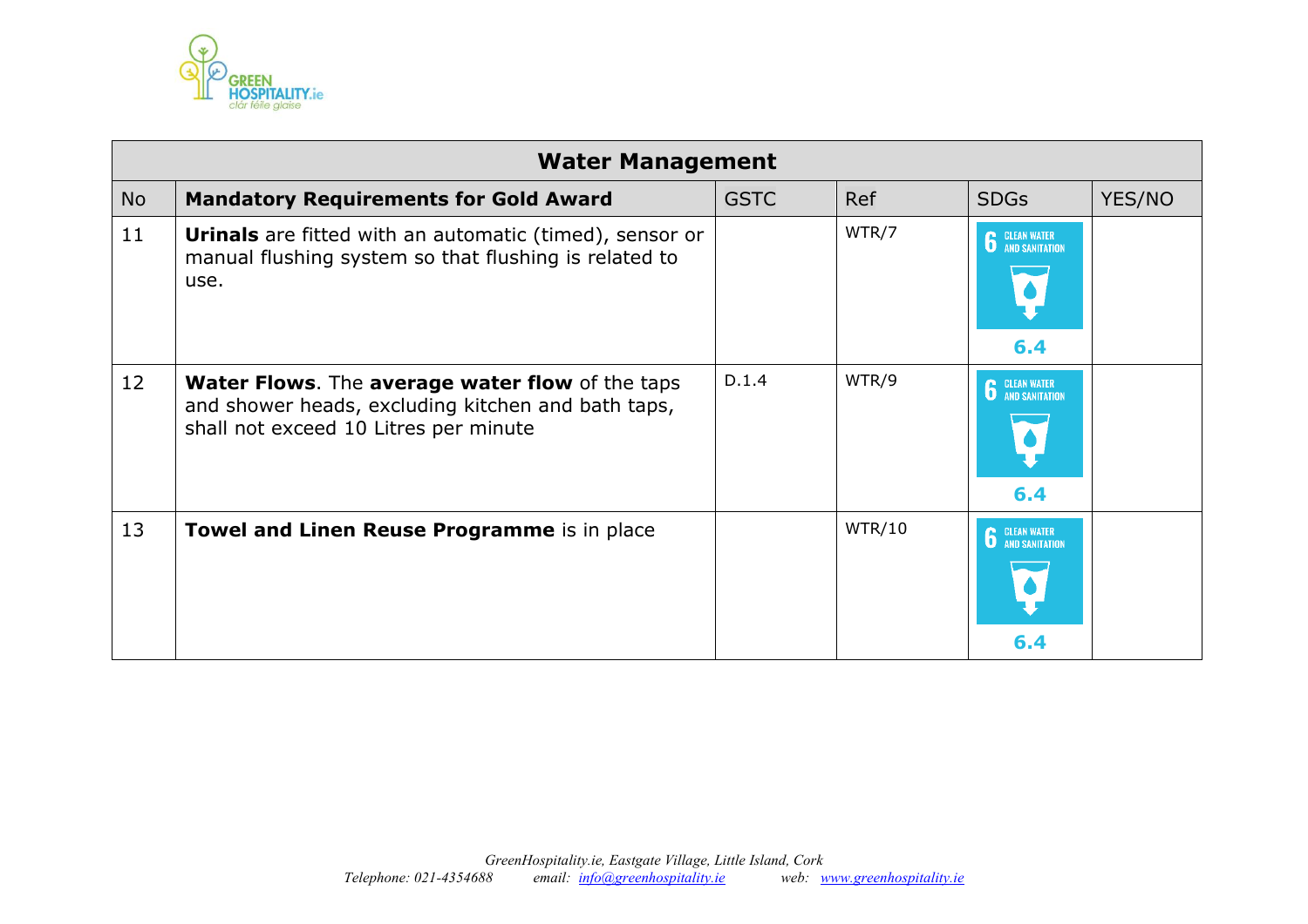| Water Management | | | | | |
|---|---|---|---|---|---|
| No | Mandatory Requirements for Gold Award | GSTC | Ref | SDGs | YES/NO |
| 11 | **Urinals** are fitted with an automatic (timed), sensor or manual flushing system so that flushing is related to use. | | WTR/7 | 6 CLEAN WATER AND SANITATION 6.4 | |
| 12 | **Water Flows**. The **average water flow** of the taps and shower heads, excluding kitchen and bath taps, shall not exceed 10 Litres per minute | D.1.4 | WTR/9 | 6 CLEAN WATER AND SANITATION 6.4 | |
| 13 | **Towel and Linen Reuse Programme** is in place | | WTR/10 | 6 CLEAN WATER AND SANITATION 6.4 | |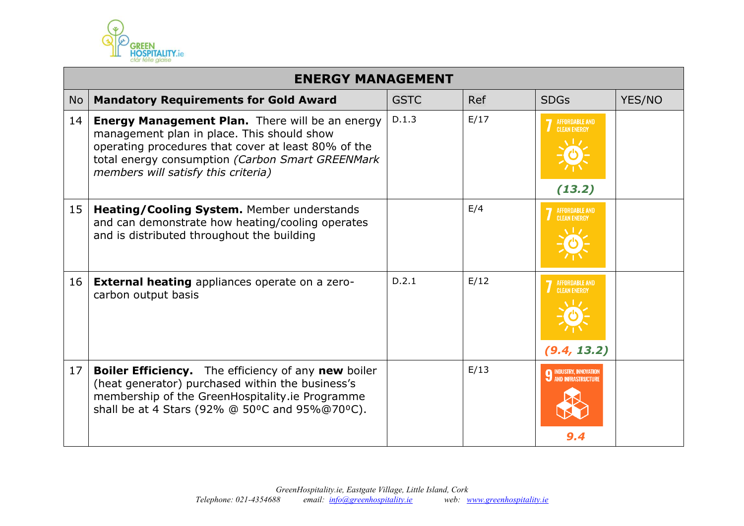| ENERGY MANAGEMENT | | | | | |
|---|---|---|---|---|---|
| **No** | **Mandatory Requirements for Gold Award** | GSTC | Ref | SDGs | YES/NO |
| 14 | **Energy Management Plan.** There will be an energy management plan in place. This should show operating procedures that cover at least 80% of the total energy consumption *(Carbon Smart GREENMark members will satisfy this criteria)* | D.1.3 | E/17 | 7 AFFORDABLE AND CLEAN ENERGY ***(13.2)*** | |
| 15 | **Heating/Cooling System.** Member understands and can demonstrate how heating/cooling operates and is distributed throughout the building | | E/4 | 7 AFFORDABLE AND CLEAN ENERGY | |
| 16 | **External heating** appliances operate on a zero-carbon output basis | D.2.1 | E/12 | 7 AFFORDABLE AND CLEAN ENERGY ***(9.4, 13.2)*** | |
| 17 | **Boiler Efficiency.** The efficiency of any **new** boiler (heat generator) purchased within the business's membership of the GreenHospitality.ie Programme shall be at 4 Stars (92% @ 50ºC and 95%@70ºC). | | E/13 | 9 INDUSTRY, INNOVATION AND INFRASTRUCTURE ***9.4*** | |

*GreenHospitality.ie, Eastgate Village, Little Island, Cork*
*Telephone: 021-4354688 email: info@greenhospitality.ie web: www.greenhospitality.ie*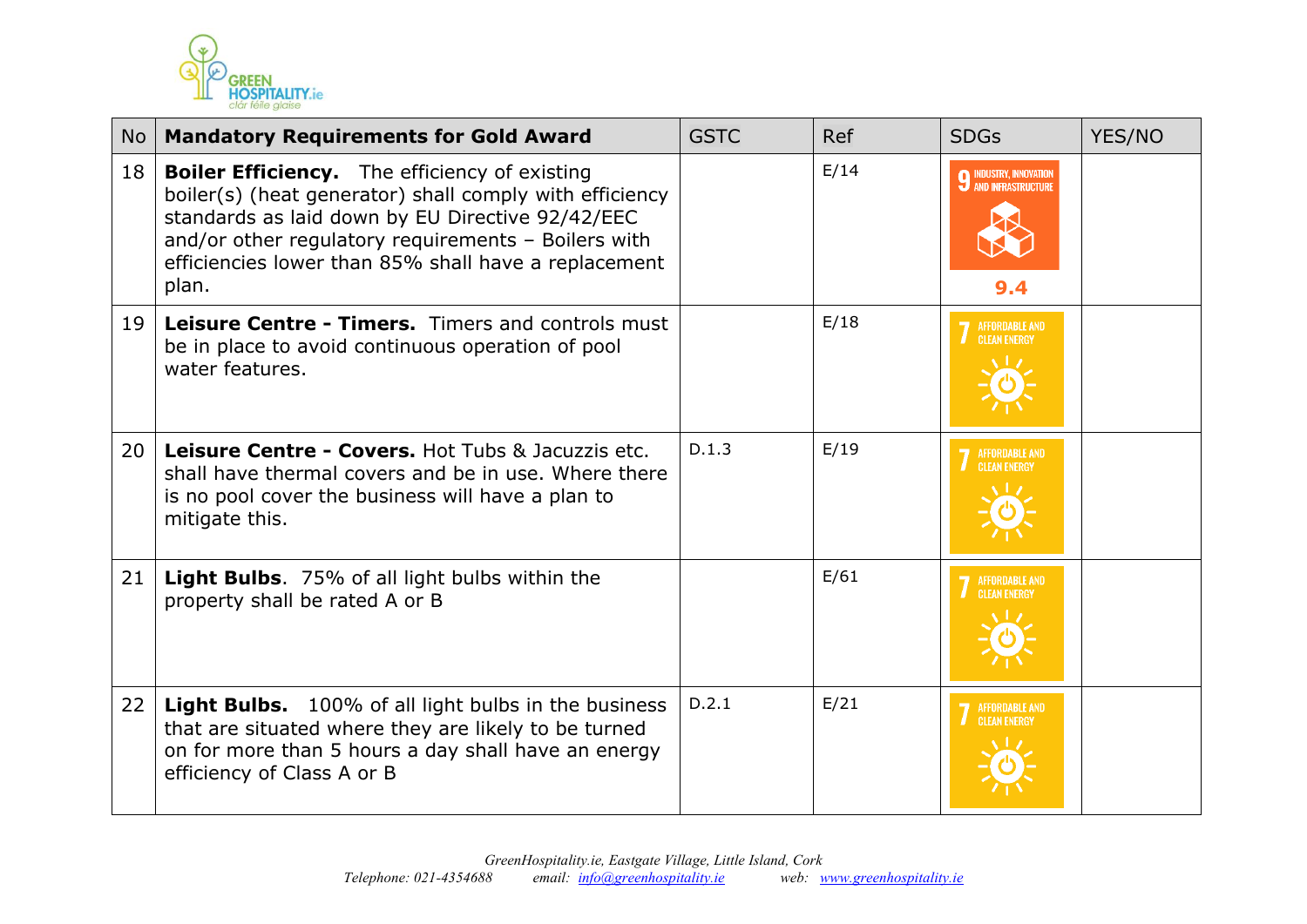| No | Mandatory Requirements for Gold Award | GSTC | Ref | SDGs | YES/NO |
|---|---|---|---|---|---|
| 18 | **Boiler Efficiency.** The efficiency of existing boiler(s) (heat generator) shall comply with efficiency standards as laid down by EU Directive 92/42/EEC and/or other regulatory requirements – Boilers with efficiencies lower than 85% shall have a replacement plan. | | E/14 | 9 INDUSTRY, INNOVATION AND INFRASTRUCTURE 9.4 | |
| 19 | **Leisure Centre - Timers.** Timers and controls must be in place to avoid continuous operation of pool water features. | | E/18 | 7 AFFORDABLE AND CLEAN ENERGY | |
| 20 | **Leisure Centre - Covers.** Hot Tubs & Jacuzzis etc. shall have thermal covers and be in use. Where there is no pool cover the business will have a plan to mitigate this. | D.1.3 | E/19 | 7 AFFORDABLE AND CLEAN ENERGY | |
| 21 | **Light Bulbs**. 75% of all light bulbs within the property shall be rated A or B | | E/61 | 7 AFFORDABLE AND CLEAN ENERGY | |
| 22 | **Light Bulbs.** 100% of all light bulbs in the business that are situated where they are likely to be turned on for more than 5 hours a day shall have an energy efficiency of Class A or B | D.2.1 | E/21 | 7 AFFORDABLE AND CLEAN ENERGY | |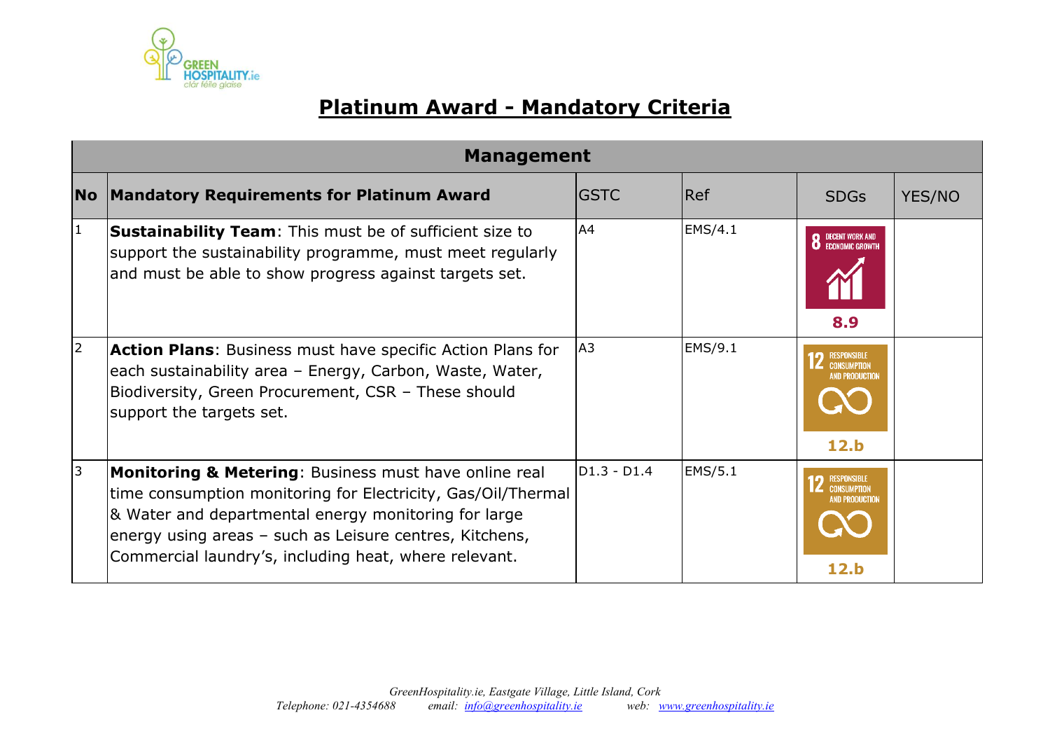# Platinum Award - Mandatory Criteria

| Management | | | | | |
|---|---|---|---|---|---|
| **No** | **Mandatory Requirements for Platinum Award** | GSTC | Ref | SDGs | YES/NO |
| 1 | **Sustainability Team**: This must be of sufficient size to support the sustainability programme, must meet regularly and must be able to show progress against targets set. | A4 | EMS/4.1 | 8 DECENT WORK AND ECONOMIC GROWTH **8.9** | |
| 2 | **Action Plans**: Business must have specific Action Plans for each sustainability area – Energy, Carbon, Waste, Water, Biodiversity, Green Procurement, CSR – These should support the targets set. | A3 | EMS/9.1 | 12 RESPONSIBLE CONSUMPTION AND PRODUCTION **12.b** | |
| 3 | **Monitoring & Metering**: Business must have online real time consumption monitoring for Electricity, Gas/Oil/Thermal & Water and departmental energy monitoring for large energy using areas – such as Leisure centres, Kitchens, Commercial laundry's, including heat, where relevant. | D1.3 - D1.4 | EMS/5.1 | 12 RESPONSIBLE CONSUMPTION AND PRODUCTION **12.b** | |

*GreenHospitality.ie, Eastgate Village, Little Island, Cork*
*Telephone: 021-4354688 email: info@greenhospitality.ie web: www.greenhospitality.ie*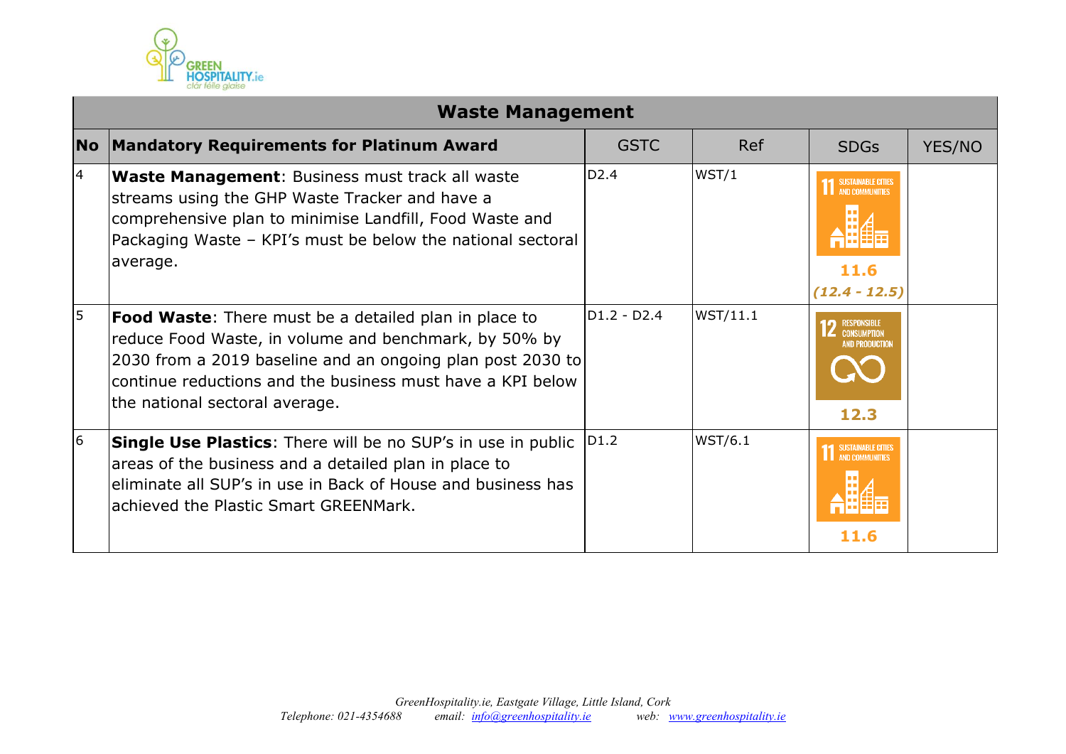## Waste Management

| No | Mandatory Requirements for Platinum Award | GSTC | Ref | SDGs | YES/NO |
|---|---|---|---|---|---|
| 4 | **Waste Management**: Business must track all waste streams using the GHP Waste Tracker and have a comprehensive plan to minimise Landfill, Food Waste and Packaging Waste – KPI's must be below the national sectoral average. | D2.4 | WST/1 | 11 SUSTAINABLE CITIES AND COMMUNITIES 11.6 *(12.4 - 12.5)* | |
| 5 | **Food Waste**: There must be a detailed plan in place to reduce Food Waste, in volume and benchmark, by 50% by 2030 from a 2019 baseline and an ongoing plan post 2030 to continue reductions and the business must have a KPI below the national sectoral average. | D1.2 - D2.4 | WST/11.1 | 12 RESPONSIBLE CONSUMPTION AND PRODUCTION 12.3 | |
| 6 | **Single Use Plastics**: There will be no SUP's in use in public areas of the business and a detailed plan in place to eliminate all SUP's in use in Back of House and business has achieved the Plastic Smart GREENMark. | D1.2 | WST/6.1 | 11 SUSTAINABLE CITIES AND COMMUNITIES 11.6 | |

*GreenHospitality.ie, Eastgate Village, Little Island, Cork*
*Telephone: 021-4354688 email: info@greenhospitality.ie web: www.greenhospitality.ie*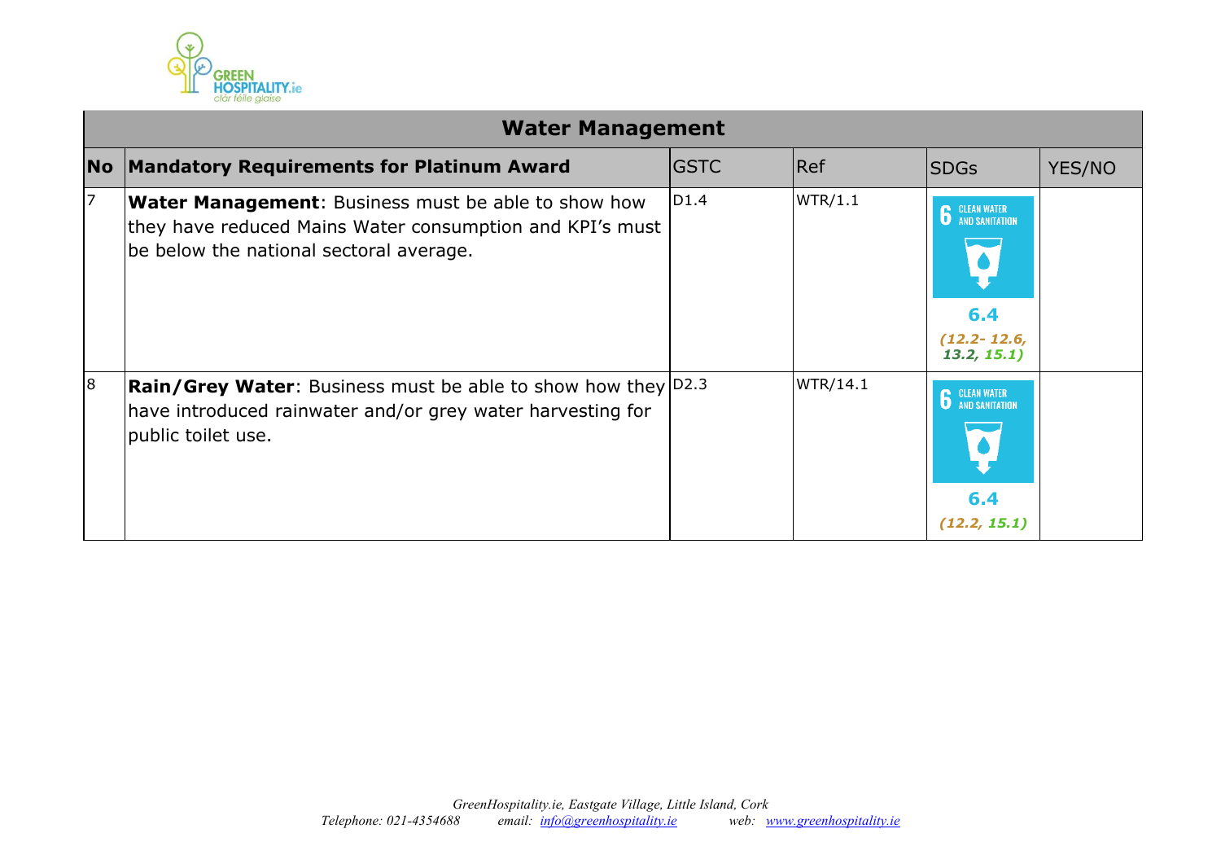| Water Management | | | | | |
|---|---|---|---|---|---|
| **No** | **Mandatory Requirements for Platinum Award** | GSTC | Ref | SDGs | YES/NO |
| 7 | **Water Management**: Business must be able to show how they have reduced Mains Water consumption and KPI's must be below the national sectoral average. | D1.4 | WTR/1.1 | 6 CLEAN WATER AND SANITATION **6.4** ***(12.2- 12.6, 13.2, 15.1)*** | |
| 8 | **Rain/Grey Water**: Business must be able to show how they have introduced rainwater and/or grey water harvesting for public toilet use. | D2.3 | WTR/14.1 | 6 CLEAN WATER AND SANITATION **6.4** ***(12.2, 15.1)*** | |

*GreenHospitality.ie, Eastgate Village, Little Island, Cork*
*Telephone: 021-4354688 email: info@greenhospitality.ie web: www.greenhospitality.ie*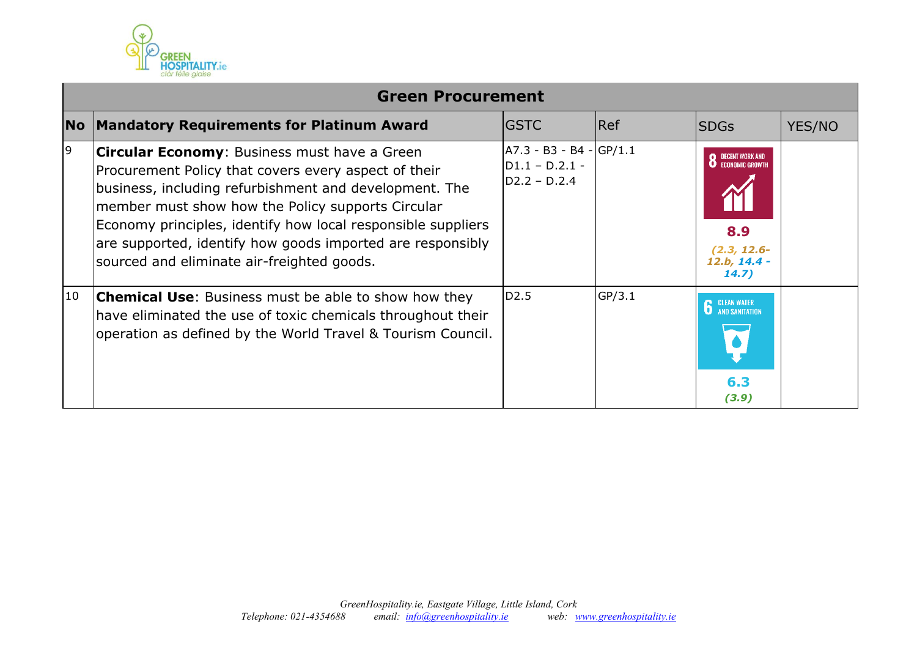| Green Procurement | | | | | |
|---|---|---|---|---|---|
| **No** | **Mandatory Requirements for Platinum Award** | GSTC | Ref | SDGs | YES/NO |
| 9 | **Circular Economy**: Business must have a Green Procurement Policy that covers every aspect of their business, including refurbishment and development. The member must show how the Policy supports Circular Economy principles, identify how local responsible suppliers are supported, identify how goods imported are responsibly sourced and eliminate air-freighted goods. | A7.3 - B3 - B4 - D1.1 – D.2.1 - D2.2 – D.2.4 | GP/1.1 | 8 DECENT WORK AND ECONOMIC GROWTH **8.9** ***(2.3, 12.6-12.b, 14.4 - 14.7)*** | |
| 10 | **Chemical Use**: Business must be able to show how they have eliminated the use of toxic chemicals throughout their operation as defined by the World Travel & Tourism Council. | D2.5 | GP/3.1 | 6 CLEAN WATER AND SANITATION **6.3** ***(3.9)*** | |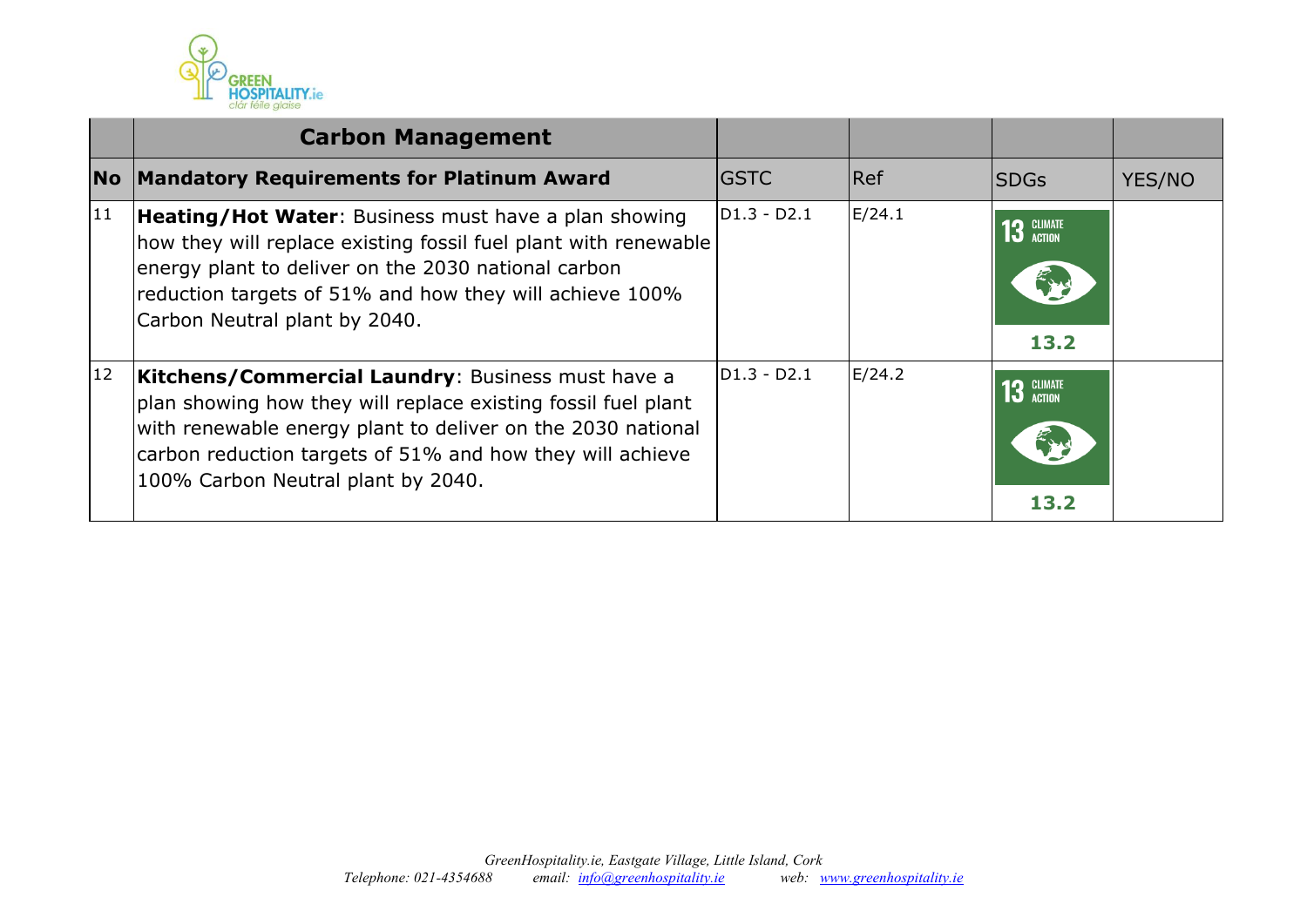| | Carbon Management | | | | |
|---|---|---|---|---|---|
| **No** | **Mandatory Requirements for Platinum Award** | GSTC | Ref | SDGs | YES/NO |
| 11 | **Heating/Hot Water**: Business must have a plan showing how they will replace existing fossil fuel plant with renewable energy plant to deliver on the 2030 national carbon reduction targets of 51% and how they will achieve 100% Carbon Neutral plant by 2040. | D1.3 - D2.1 | E/24.1 | 13 CLIMATE ACTION **13.2** | |
| 12 | **Kitchens/Commercial Laundry**: Business must have a plan showing how they will replace existing fossil fuel plant with renewable energy plant to deliver on the 2030 national carbon reduction targets of 51% and how they will achieve 100% Carbon Neutral plant by 2040. | D1.3 - D2.1 | E/24.2 | 13 CLIMATE ACTION **13.2** | |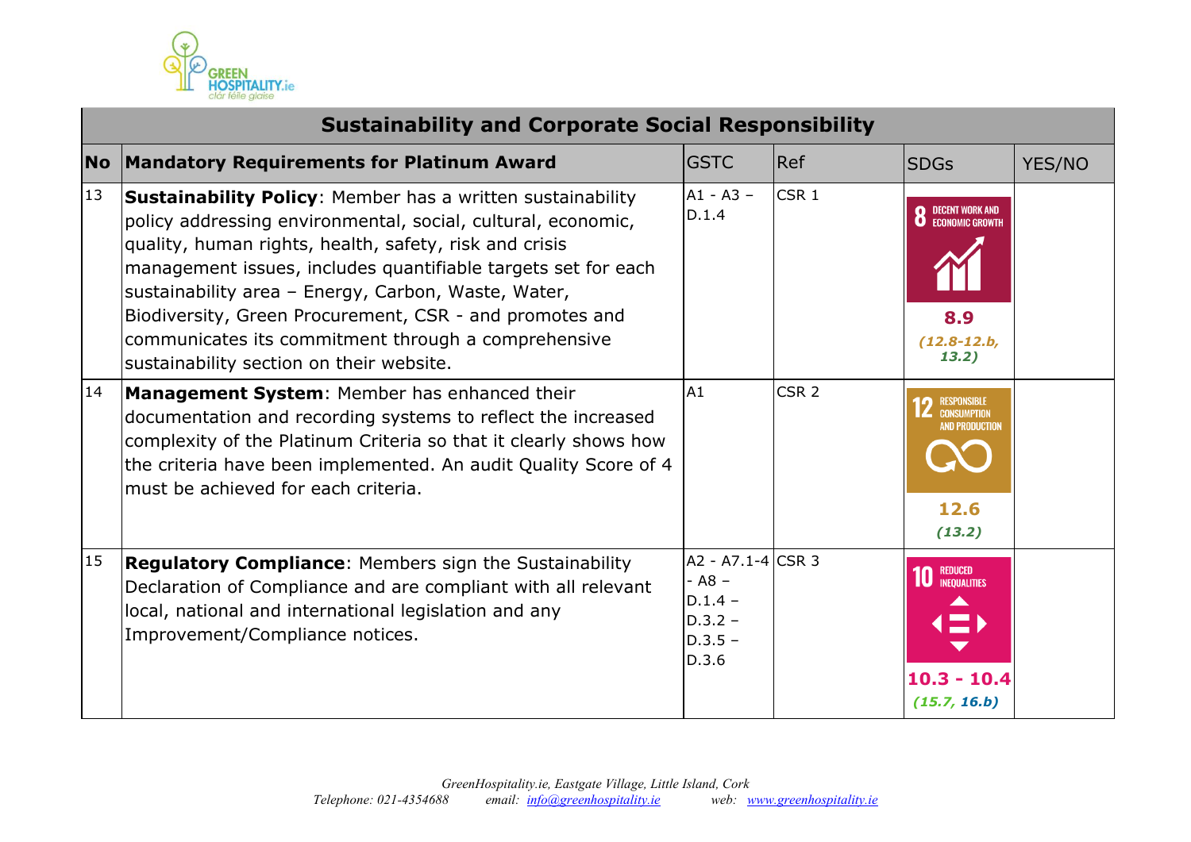| Sustainability and Corporate Social Responsibility | | | | | |
|---|---|---|---|---|---|
| **No** | **Mandatory Requirements for Platinum Award** | GSTC | Ref | SDGs | YES/NO |
| 13 | **Sustainability Policy**: Member has a written sustainability policy addressing environmental, social, cultural, economic, quality, human rights, health, safety, risk and crisis management issues, includes quantifiable targets set for each sustainability area – Energy, Carbon, Waste, Water, Biodiversity, Green Procurement, CSR - and promotes and communicates its commitment through a comprehensive sustainability section on their website. | A1 - A3 – D.1.4 | CSR 1 | 8 DECENT WORK AND ECONOMIC GROWTH **8.9** *(12.8-12.b, 13.2)* | |
| 14 | **Management System**: Member has enhanced their documentation and recording systems to reflect the increased complexity of the Platinum Criteria so that it clearly shows how the criteria have been implemented. An audit Quality Score of 4 must be achieved for each criteria. | A1 | CSR 2 | 12 RESPONSIBLE CONSUMPTION AND PRODUCTION **12.6** *(13.2)* | |
| 15 | **Regulatory Compliance**: Members sign the Sustainability Declaration of Compliance and are compliant with all relevant local, national and international legislation and any Improvement/Compliance notices. | A2 - A7.1-4 - A8 – D.1.4 – D.3.2 – D.3.5 – D.3.6 | CSR 3 | 10 REDUCED INEQUALITIES **10.3 - 10.4** *(15.7, 16.b)* | |

GreenHospitality.ie, Eastgate Village, Little Island, Cork
Telephone: 021-4354688 email: info@greenhospitality.ie web: www.greenhospitality.ie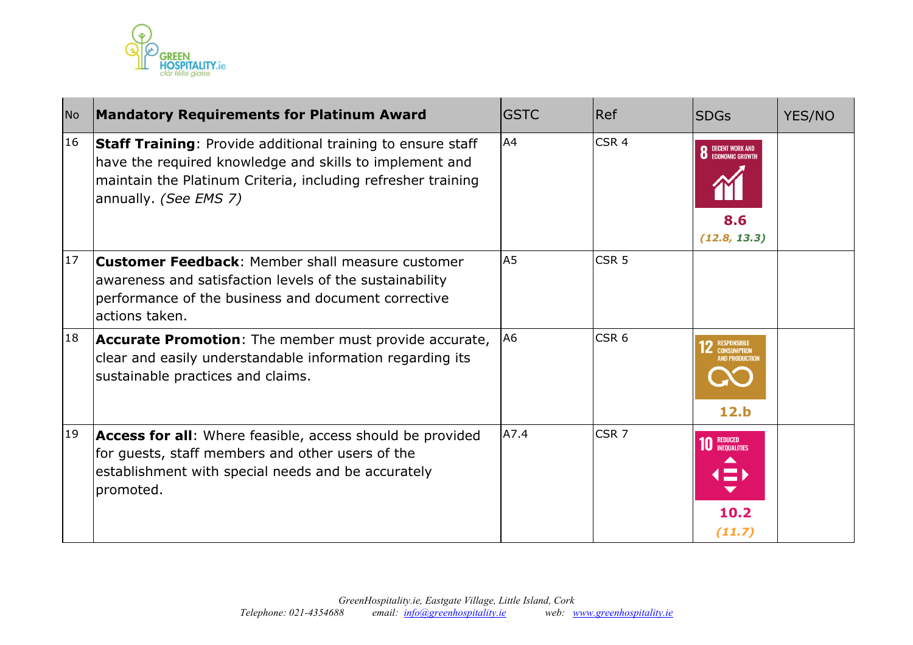| No | Mandatory Requirements for Platinum Award | GSTC | Ref | SDGs | YES/NO |
|---|---|---|---|---|---|
| 16 | **Staff Training**: Provide additional training to ensure staff have the required knowledge and skills to implement and maintain the Platinum Criteria, including refresher training annually. *(See EMS 7)* | A4 | CSR 4 | 8 DECENT WORK AND ECONOMIC GROWTH **8.6** *(12.8, 13.3)* | |
| 17 | **Customer Feedback**: Member shall measure customer awareness and satisfaction levels of the sustainability performance of the business and document corrective actions taken. | A5 | CSR 5 | | |
| 18 | **Accurate Promotion**: The member must provide accurate, clear and easily understandable information regarding its sustainable practices and claims. | A6 | CSR 6 | 12 RESPONSIBLE CONSUMPTION AND PRODUCTION **12.b** | |
| 19 | **Access for all**: Where feasible, access should be provided for guests, staff members and other users of the establishment with special needs and be accurately promoted. | A7.4 | CSR 7 | 10 REDUCED INEQUALITIES **10.2** *(11.7)* | |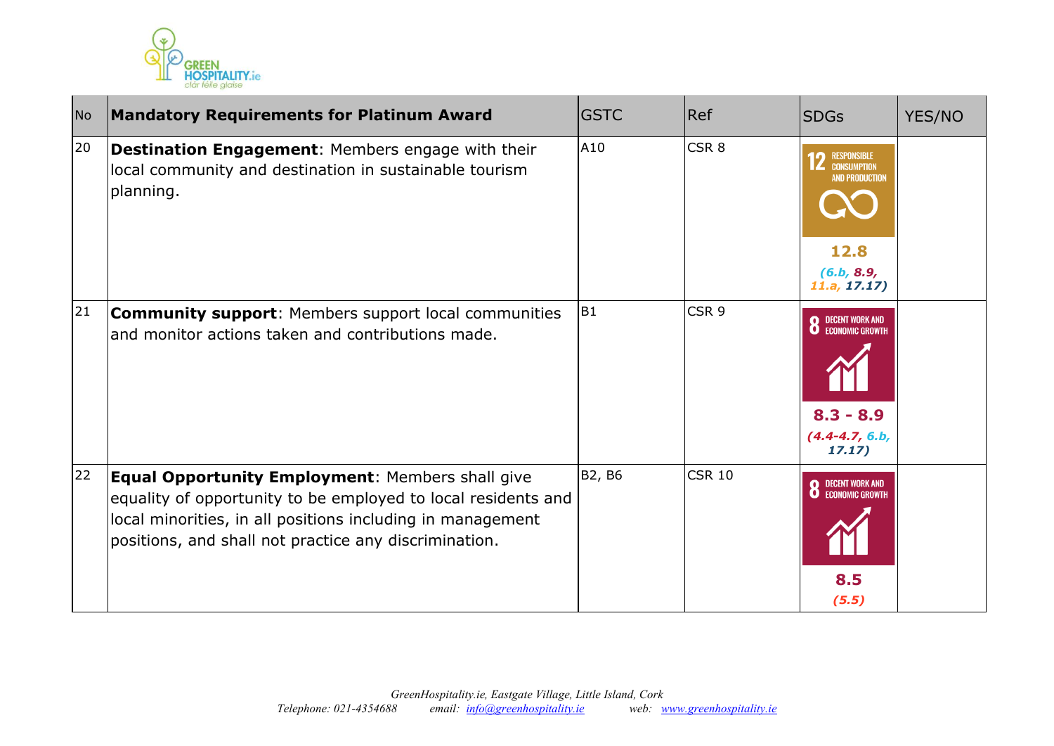| No | Mandatory Requirements for Platinum Award | GSTC | Ref | SDGs | YES/NO |
|---|---|---|---|---|---|
| 20 | **Destination Engagement**: Members engage with their local community and destination in sustainable tourism planning. | A10 | CSR 8 | 12 RESPONSIBLE CONSUMPTION AND PRODUCTION **12.8** *(6.b, 8.9, 11.a, 17.17)* | |
| 21 | **Community support**: Members support local communities and monitor actions taken and contributions made. | B1 | CSR 9 | 8 DECENT WORK AND ECONOMIC GROWTH **8.3 - 8.9** *(4.4-4.7, 6.b, 17.17)* | |
| 22 | **Equal Opportunity Employment**: Members shall give equality of opportunity to be employed to local residents and local minorities, in all positions including in management positions, and shall not practice any discrimination. | B2, B6 | CSR 10 | 8 DECENT WORK AND ECONOMIC GROWTH **8.5** *(5.5)* | |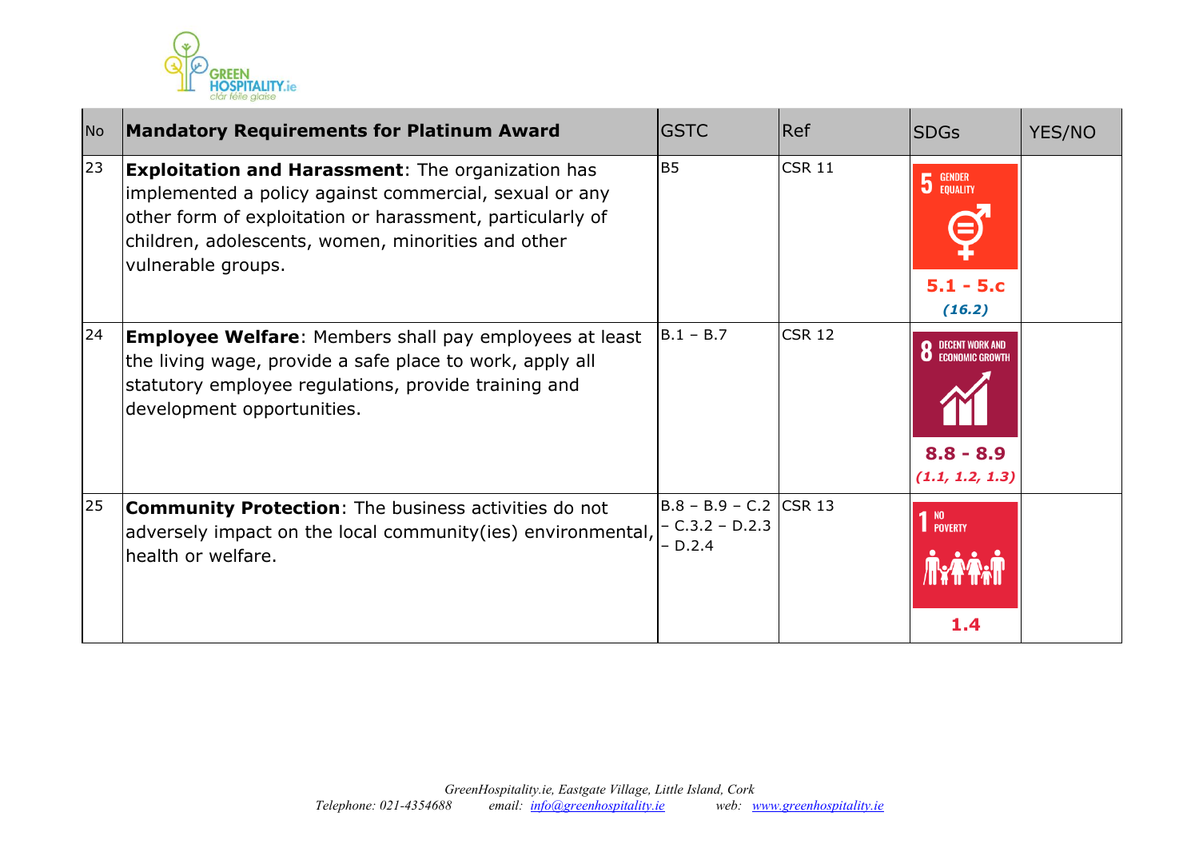| No | Mandatory Requirements for Platinum Award | GSTC | Ref | SDGs | YES/NO |
|---|---|---|---|---|---|
| 23 | **Exploitation and Harassment**: The organization has implemented a policy against commercial, sexual or any other form of exploitation or harassment, particularly of children, adolescents, women, minorities and other vulnerable groups. | B5 | CSR 11 | 5 GENDER EQUALITY **5.1 - 5.c** ***(16.2)*** | |
| 24 | **Employee Welfare**: Members shall pay employees at least the living wage, provide a safe place to work, apply all statutory employee regulations, provide training and development opportunities. | B.1 – B.7 | CSR 12 | 8 DECENT WORK AND ECONOMIC GROWTH **8.8 - 8.9** ***(1.1, 1.2, 1.3)*** | |
| 25 | **Community Protection**: The business activities do not adversely impact on the local community(ies) environmental, health or welfare. | B.8 – B.9 – C.2 – C.3.2 – D.2.3 – D.2.4 | CSR 13 | 1 NO POVERTY **1.4** | |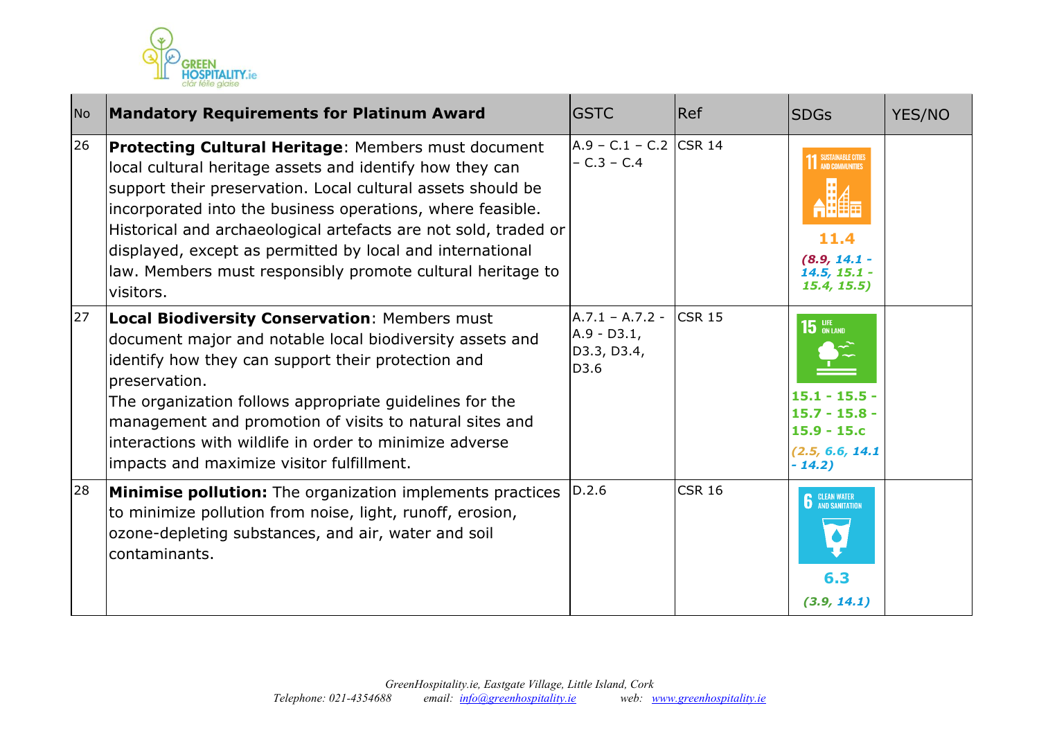| No | Mandatory Requirements for Platinum Award | GSTC | Ref | SDGs | YES/NO |
|---|---|---|---|---|---|
| 26 | **Protecting Cultural Heritage**: Members must document local cultural heritage assets and identify how they can support their preservation. Local cultural assets should be incorporated into the business operations, where feasible. Historical and archaeological artefacts are not sold, traded or displayed, except as permitted by local and international law. Members must responsibly promote cultural heritage to visitors. | A.9 – C.1 – C.2 – C.3 – C.4 | CSR 14 | 11 SUSTAINABLE CITIES AND COMMUNITIES **11.4** ***(8.9, 14.1 - 14.5, 15.1 - 15.4, 15.5)*** | |
| 27 | **Local Biodiversity Conservation**: Members must document major and notable local biodiversity assets and identify how they can support their protection and preservation. The organization follows appropriate guidelines for the management and promotion of visits to natural sites and interactions with wildlife in order to minimize adverse impacts and maximize visitor fulfillment. | A.7.1 – A.7.2 - A.9 - D3.1, D3.3, D3.4, D3.6 | CSR 15 | 15 LIFE ON LAND **15.1 - 15.5 - 15.7 - 15.8 - 15.9 - 15.c** ***(2.5, 6.6, 14.1 - 14.2)*** | |
| 28 | **Minimise pollution:** The organization implements practices to minimize pollution from noise, light, runoff, erosion, ozone-depleting substances, and air, water and soil contaminants. | D.2.6 | CSR 16 | 6 CLEAN WATER AND SANITATION **6.3** ***(3.9, 14.1)*** | |

*GreenHospitality.ie, Eastgate Village, Little Island, Cork*
*Telephone: 021-4354688 email: info@greenhospitality.ie web: www.greenhospitality.ie*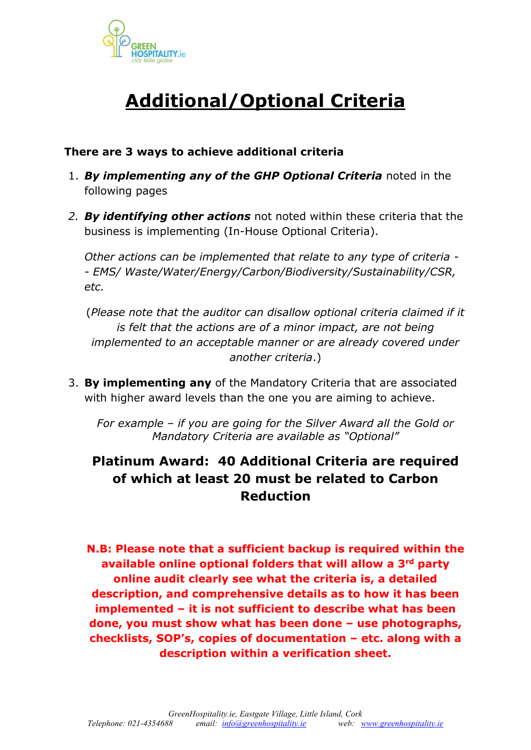# Additional/Optional Criteria

**There are 3 ways to achieve additional criteria**

1. ***By implementing any of the GHP Optional Criteria*** noted in the following pages

2. ***By identifying other actions*** not noted within these criteria that the business is implementing (In-House Optional Criteria).

   *Other actions can be implemented that relate to any type of criteria -- EMS/ Waste/Water/Energy/Carbon/Biodiversity/Sustainability/CSR, etc.*

   (*Please note that the auditor can disallow optional criteria claimed if it is felt that the actions are of a minor impact, are not being implemented to an acceptable manner or are already covered under another criteria*.)

3. **By implementing any** of the Mandatory Criteria that are associated with higher award levels than the one you are aiming to achieve.

   *For example – if you are going for the Silver Award all the Gold or Mandatory Criteria are available as "Optional"*

### Platinum Award: 40 Additional Criteria are required of which at least 20 must be related to Carbon Reduction

**N.B: Please note that a sufficient backup is required within the available online optional folders that will allow a 3rd party online audit clearly see what the criteria is, a detailed description, and comprehensive details as to how it has been implemented – it is not sufficient to describe what has been done, you must show what has been done – use photographs, checklists, SOP's, copies of documentation – etc. along with a description within a verification sheet.**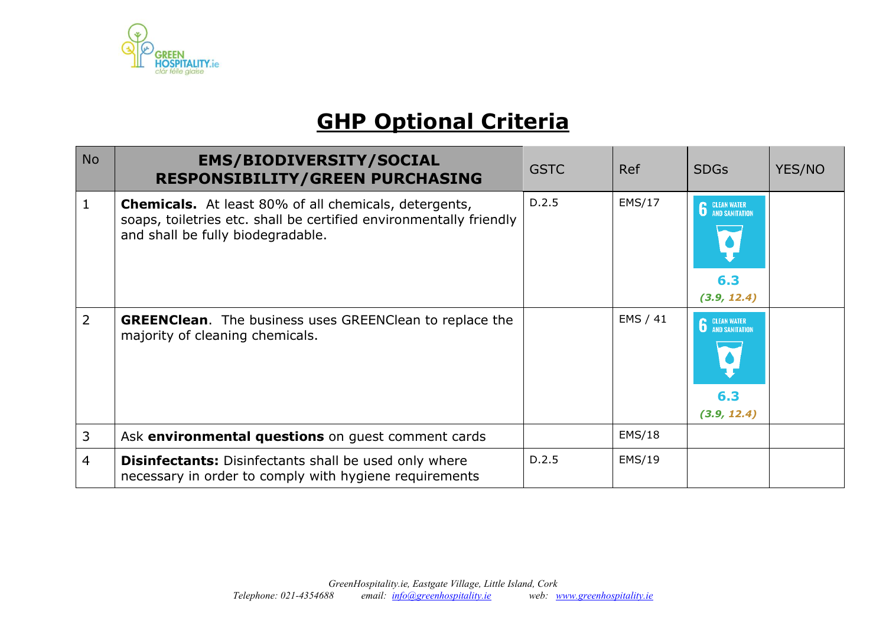# GHP Optional Criteria

| No | EMS/BIODIVERSITY/SOCIAL RESPONSIBILITY/GREEN PURCHASING | GSTC | Ref | SDGs | YES/NO |
|---|---|---|---|---|---|
| 1 | **Chemicals.** At least 80% of all chemicals, detergents, soaps, toiletries etc. shall be certified environmentally friendly and shall be fully biodegradable. | D.2.5 | EMS/17 | 6 CLEAN WATER AND SANITATION **6.3** ***(3.9, 12.4)*** | |
| 2 | **GREENClean**. The business uses GREENClean to replace the majority of cleaning chemicals. | | EMS / 41 | 6 CLEAN WATER AND SANITATION **6.3** ***(3.9, 12.4)*** | |
| 3 | Ask **environmental questions** on guest comment cards | | EMS/18 | | |
| 4 | **Disinfectants:** Disinfectants shall be used only where necessary in order to comply with hygiene requirements | D.2.5 | EMS/19 | | |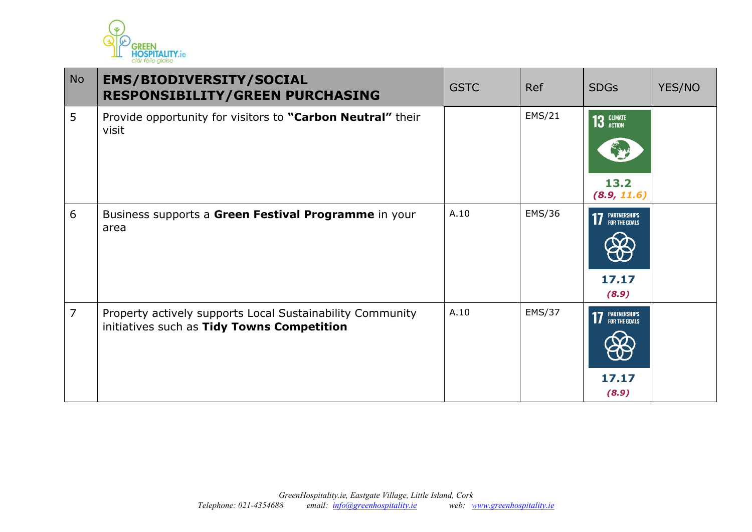| No | **EMS/BIODIVERSITY/SOCIAL RESPONSIBILITY/GREEN PURCHASING** | GSTC | Ref | SDGs | YES/NO |
|---|---|---|---|---|---|
| 5 | Provide opportunity for visitors to **"Carbon Neutral"** their visit | | EMS/21 | 13 CLIMATE ACTION **13.2** ***(8.9, 11.6)*** | |
| 6 | Business supports a **Green Festival Programme** in your area | A.10 | EMS/36 | 17 PARTNERSHIPS FOR THE GOALS **17.17** ***(8.9)*** | |
| 7 | Property actively supports Local Sustainability Community initiatives such as **Tidy Towns Competition** | A.10 | EMS/37 | 17 PARTNERSHIPS FOR THE GOALS **17.17** ***(8.9)*** | |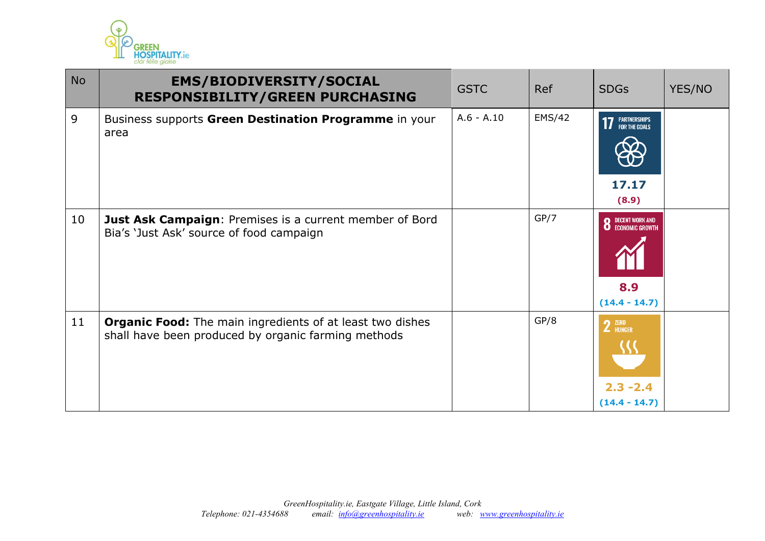| No | EMS/BIODIVERSITY/SOCIAL RESPONSIBILITY/GREEN PURCHASING | GSTC | Ref | SDGs | YES/NO |
|---|---|---|---|---|---|
| 9 | Business supports **Green Destination Programme** in your area | A.6 - A.10 | EMS/42 | 17 PARTNERSHIPS FOR THE GOALS **17.17** **(8.9)** | |
| 10 | **Just Ask Campaign**: Premises is a current member of Bord Bia's 'Just Ask' source of food campaign | | GP/7 | 8 DECENT WORK AND ECONOMIC GROWTH **8.9** **(14.4 - 14.7)** | |
| 11 | **Organic Food:** The main ingredients of at least two dishes shall have been produced by organic farming methods | | GP/8 | 2 ZERO HUNGER **2.3 -2.4** **(14.4 - 14.7)** | |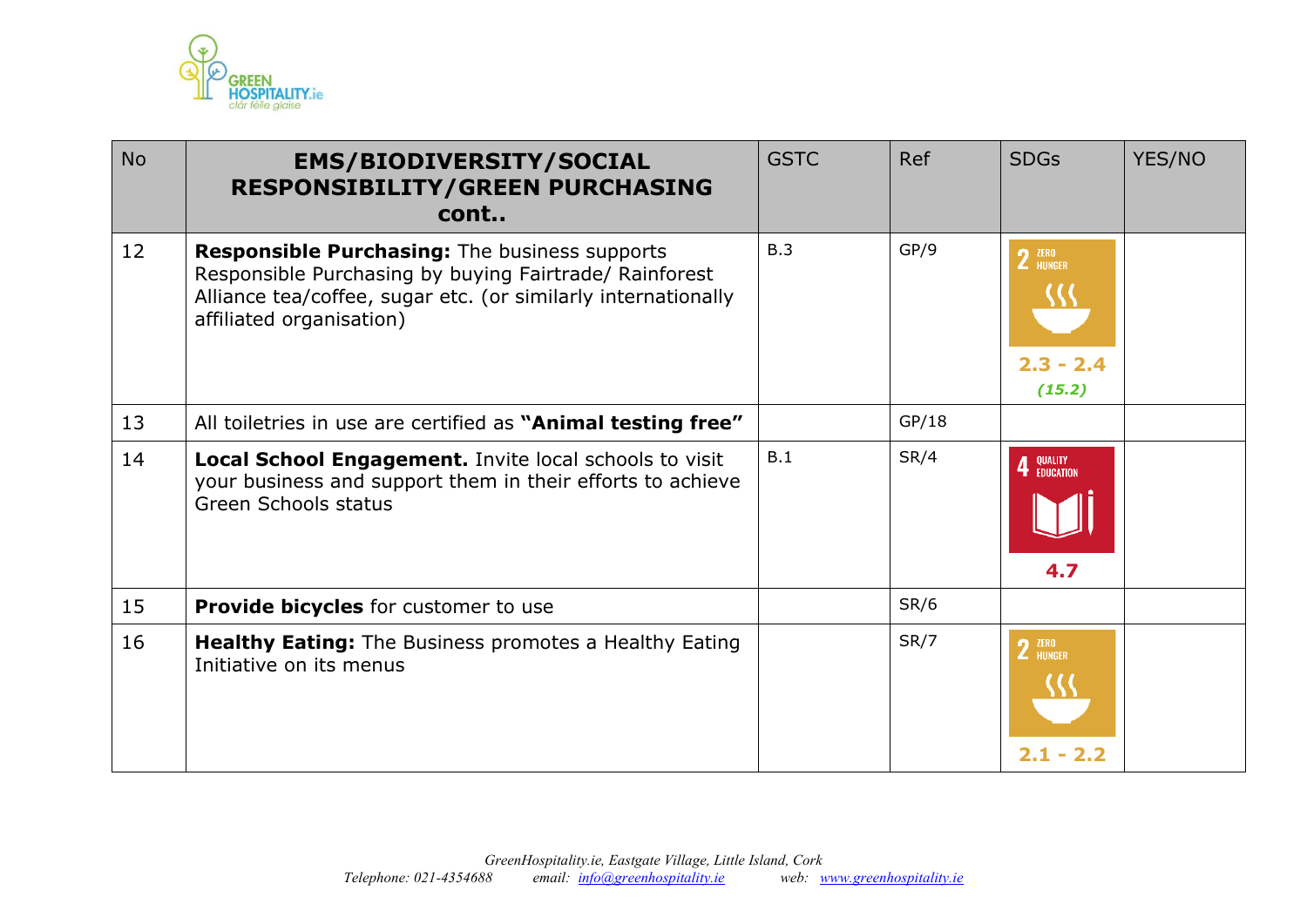| No | EMS/BIODIVERSITY/SOCIAL RESPONSIBILITY/GREEN PURCHASING cont.. | GSTC | Ref | SDGs | YES/NO |
|---|---|---|---|---|---|
| 12 | **Responsible Purchasing:** The business supports Responsible Purchasing by buying Fairtrade/ Rainforest Alliance tea/coffee, sugar etc. (or similarly internationally affiliated organisation) | B.3 | GP/9 | 2 ZERO HUNGER 2.3 - 2.4 *(15.2)* | |
| 13 | All toiletries in use are certified as **"Animal testing free"** | | GP/18 | | |
| 14 | **Local School Engagement.** Invite local schools to visit your business and support them in their efforts to achieve Green Schools status | B.1 | SR/4 | 4 QUALITY EDUCATION 4.7 | |
| 15 | **Provide bicycles** for customer to use | | SR/6 | | |
| 16 | **Healthy Eating:** The Business promotes a Healthy Eating Initiative on its menus | | SR/7 | 2 ZERO HUNGER 2.1 - 2.2 | |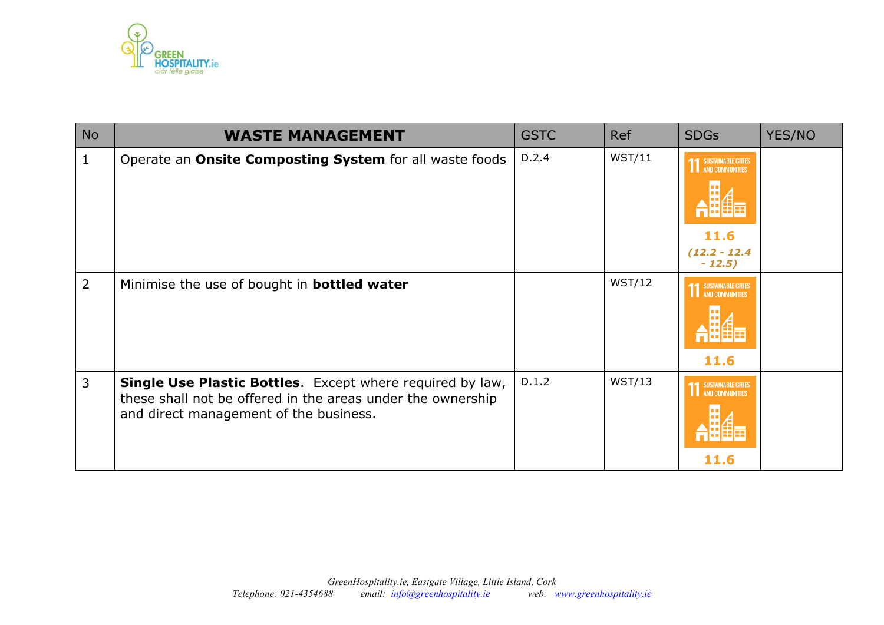| No | WASTE MANAGEMENT | GSTC | Ref | SDGs | YES/NO |
|---|---|---|---|---|---|
| 1 | Operate an **Onsite Composting System** for all waste foods | D.2.4 | WST/11 | 11 SUSTAINABLE CITIES AND COMMUNITIES **11.6** ***(12.2 - 12.4 - 12.5)*** | |
| 2 | Minimise the use of bought in **bottled water** | | WST/12 | 11 SUSTAINABLE CITIES AND COMMUNITIES **11.6** | |
| 3 | **Single Use Plastic Bottles**. Except where required by law, these shall not be offered in the areas under the ownership and direct management of the business. | D.1.2 | WST/13 | 11 SUSTAINABLE CITIES AND COMMUNITIES **11.6** | |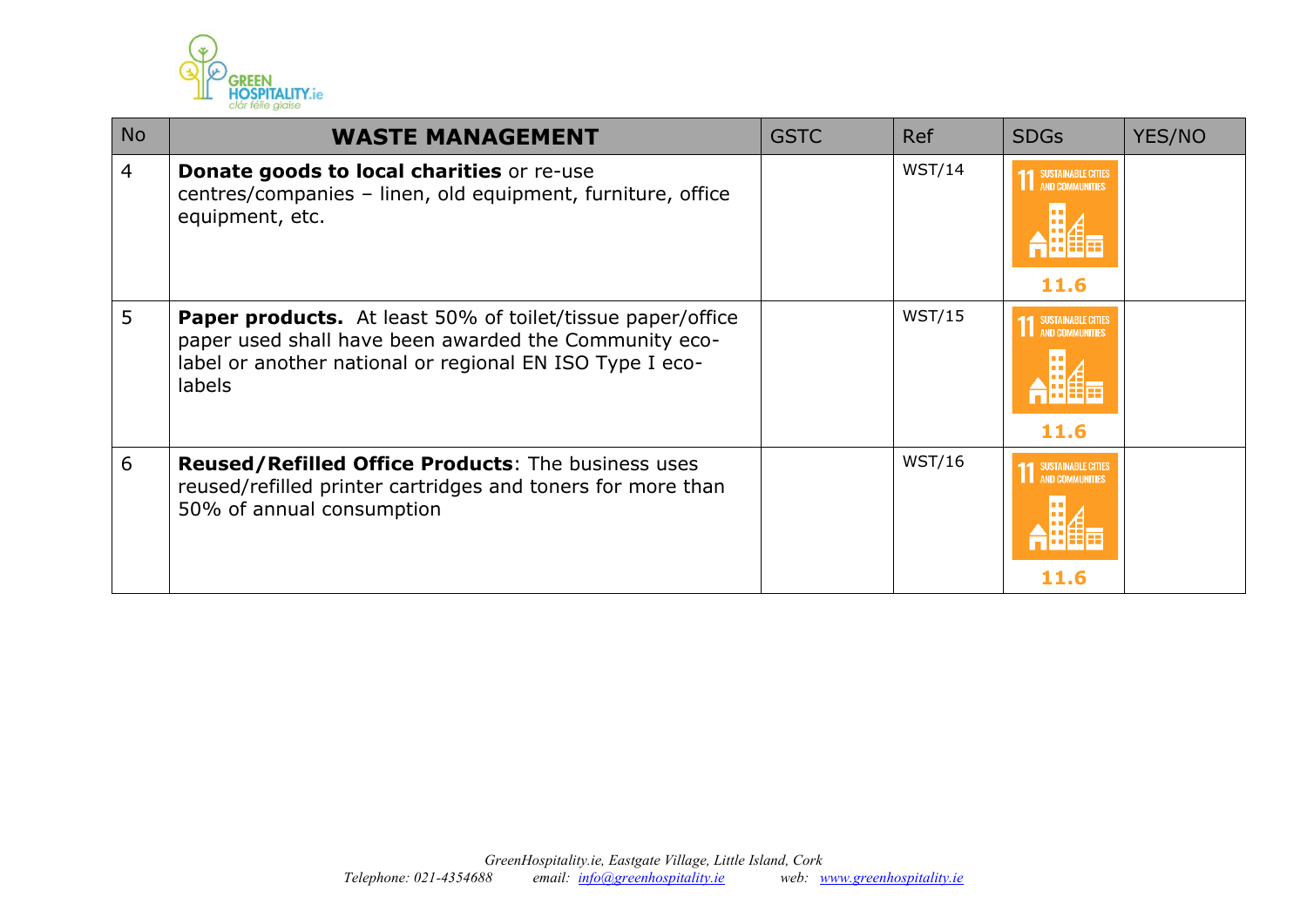| No | WASTE MANAGEMENT | GSTC | Ref | SDGs | YES/NO |
|---|---|---|---|---|---|
| 4 | **Donate goods to local charities** or re-use centres/companies – linen, old equipment, furniture, office equipment, etc. | | WST/14 | 11 SUSTAINABLE CITIES AND COMMUNITIES 11.6 | |
| 5 | **Paper products.** At least 50% of toilet/tissue paper/office paper used shall have been awarded the Community eco-label or another national or regional EN ISO Type I eco-labels | | WST/15 | 11 SUSTAINABLE CITIES AND COMMUNITIES 11.6 | |
| 6 | **Reused/Refilled Office Products**: The business uses reused/refilled printer cartridges and toners for more than 50% of annual consumption | | WST/16 | 11 SUSTAINABLE CITIES AND COMMUNITIES 11.6 | |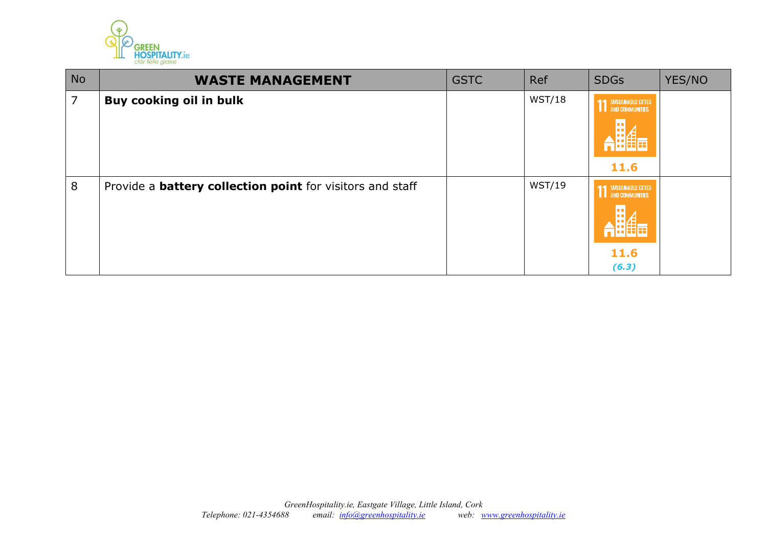| No | WASTE MANAGEMENT | GSTC | Ref | SDGs | YES/NO |
|---|---|---|---|---|---|
| 7 | **Buy cooking oil in bulk** | | WST/18 | 11 SUSTAINABLE CITIES AND COMMUNITIES 11.6 | |
| 8 | Provide a **battery collection point** for visitors and staff | | WST/19 | 11 SUSTAINABLE CITIES AND COMMUNITIES 11.6 *(6.3)* | |

*GreenHospitality.ie, Eastgate Village, Little Island, Cork*
*Telephone: 021-4354688 email: info@greenhospitality.ie web: www.greenhospitality.ie*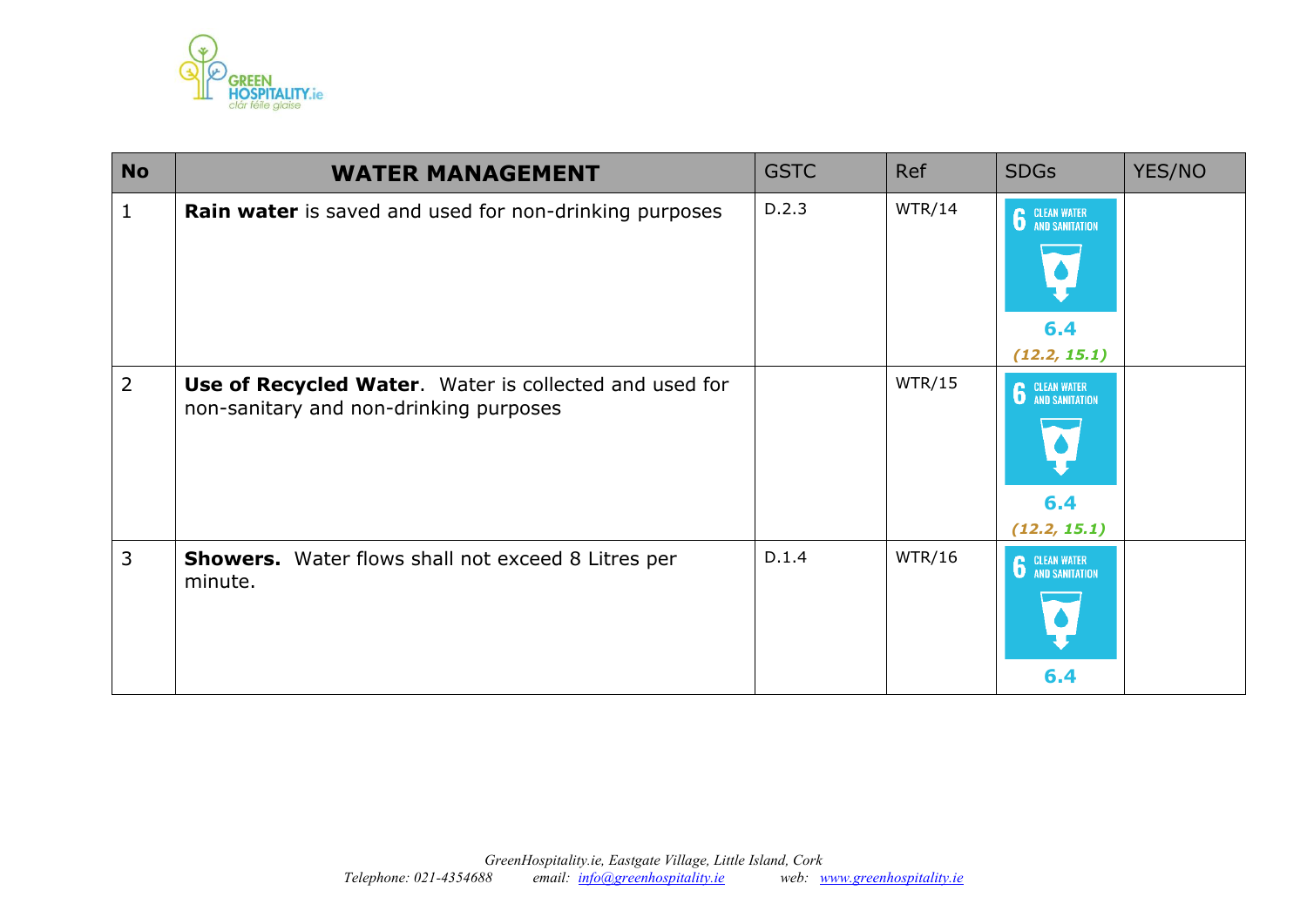| No | WATER MANAGEMENT | GSTC | Ref | SDGs | YES/NO |
|---|---|---|---|---|---|
| 1 | **Rain water** is saved and used for non-drinking purposes | D.2.3 | WTR/14 | 6 CLEAN WATER AND SANITATION 6.4 *(12.2, 15.1)* | |
| 2 | **Use of Recycled Water**. Water is collected and used for non-sanitary and non-drinking purposes | | WTR/15 | 6 CLEAN WATER AND SANITATION 6.4 *(12.2, 15.1)* | |
| 3 | **Showers.** Water flows shall not exceed 8 Litres per minute. | D.1.4 | WTR/16 | 6 CLEAN WATER AND SANITATION 6.4 | |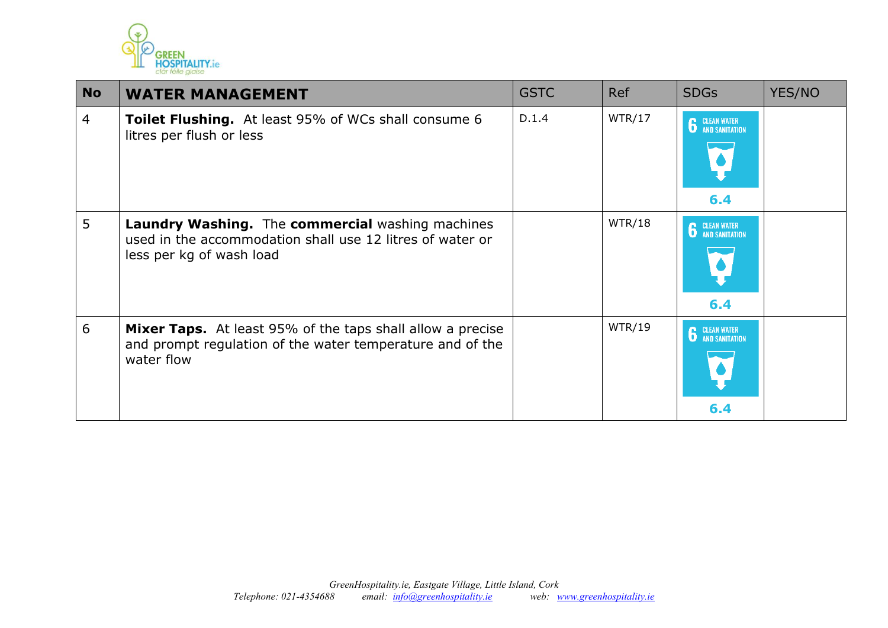| No | WATER MANAGEMENT | GSTC | Ref | SDGs | YES/NO |
|---|---|---|---|---|---|
| 4 | **Toilet Flushing.** At least 95% of WCs shall consume 6 litres per flush or less | D.1.4 | WTR/17 | 6 CLEAN WATER AND SANITATION 6.4 | |
| 5 | **Laundry Washing.** The **commercial** washing machines used in the accommodation shall use 12 litres of water or less per kg of wash load | | WTR/18 | 6 CLEAN WATER AND SANITATION 6.4 | |
| 6 | **Mixer Taps.** At least 95% of the taps shall allow a precise and prompt regulation of the water temperature and of the water flow | | WTR/19 | 6 CLEAN WATER AND SANITATION 6.4 | |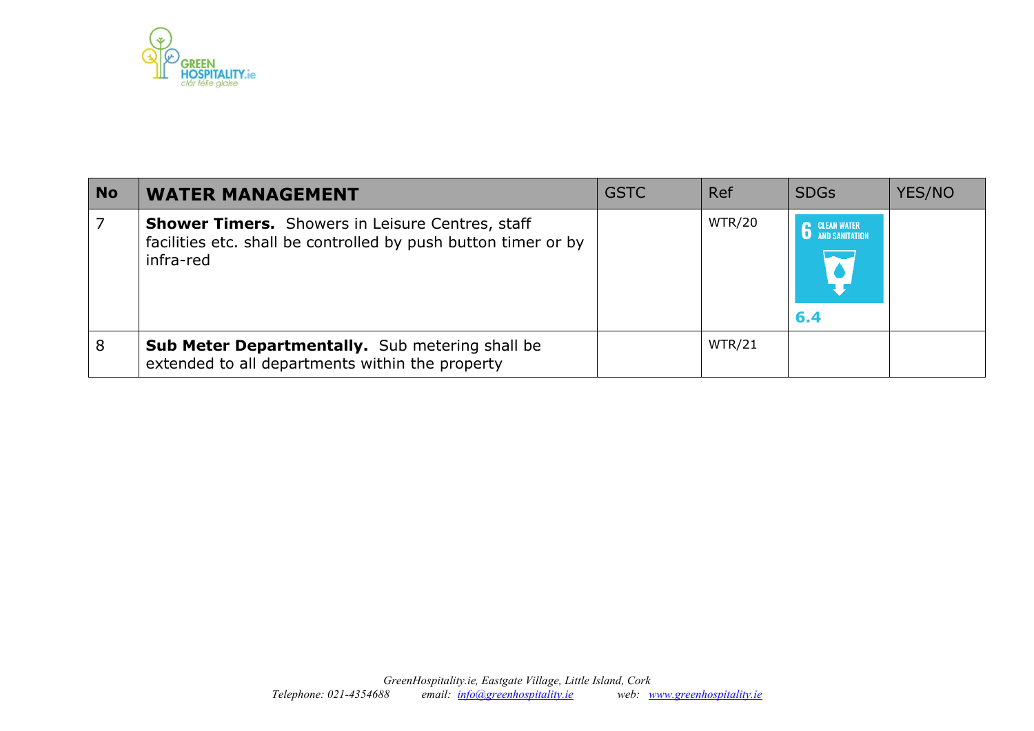| No | WATER MANAGEMENT | GSTC | Ref | SDGs | YES/NO |
|---|---|---|---|---|---|
| 7 | **Shower Timers.** Showers in Leisure Centres, staff facilities etc. shall be controlled by push button timer or by infra-red | | WTR/20 | 6 CLEAN WATER AND SANITATION 6.4 | |
| 8 | **Sub Meter Departmentally.** Sub metering shall be extended to all departments within the property | | WTR/21 | | |

*GreenHospitality.ie, Eastgate Village, Little Island, Cork*
*Telephone: 021-4354688 email: info@greenhospitality.ie web: www.greenhospitality.ie*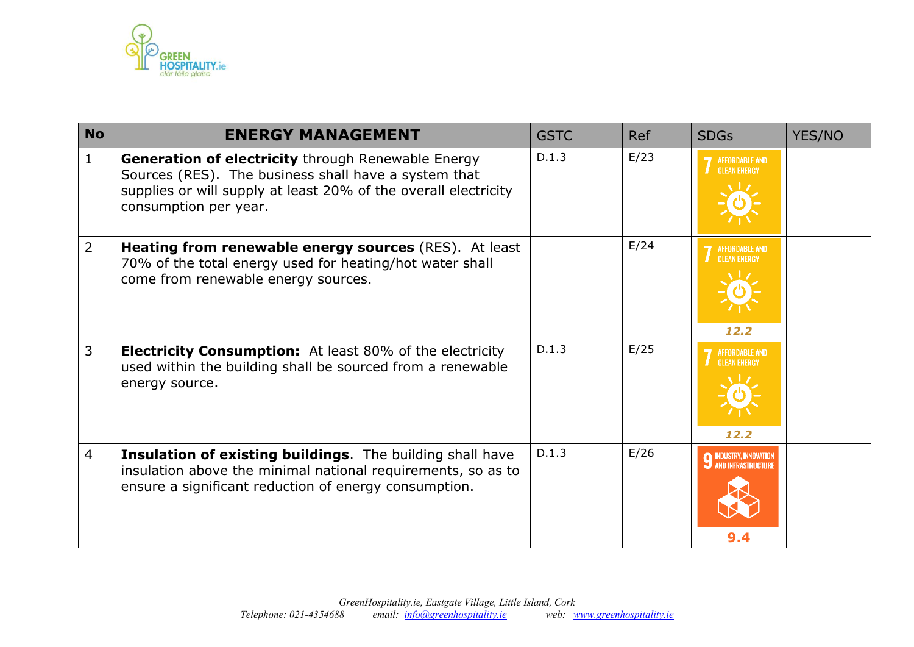| No | ENERGY MANAGEMENT | GSTC | Ref | SDGs | YES/NO |
|---|---|---|---|---|---|
| 1 | **Generation of electricity** through Renewable Energy Sources (RES). The business shall have a system that supplies or will supply at least 20% of the overall electricity consumption per year. | D.1.3 | E/23 | 7 AFFORDABLE AND CLEAN ENERGY | |
| 2 | **Heating from renewable energy sources** (RES). At least 70% of the total energy used for heating/hot water shall come from renewable energy sources. | | E/24 | 7 AFFORDABLE AND CLEAN ENERGY 12.2 | |
| 3 | **Electricity Consumption:** At least 80% of the electricity used within the building shall be sourced from a renewable energy source. | D.1.3 | E/25 | 7 AFFORDABLE AND CLEAN ENERGY 12.2 | |
| 4 | **Insulation of existing buildings**. The building shall have insulation above the minimal national requirements, so as to ensure a significant reduction of energy consumption. | D.1.3 | E/26 | 9 INDUSTRY, INNOVATION AND INFRASTRUCTURE 9.4 | |

*GreenHospitality.ie, Eastgate Village, Little Island, Cork*
*Telephone: 021-4354688 email: info@greenhospitality.ie web: www.greenhospitality.ie*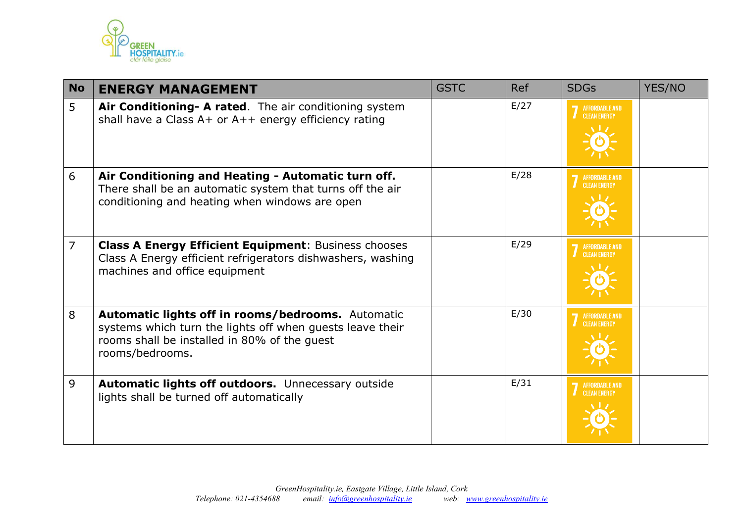| No | ENERGY MANAGEMENT | GSTC | Ref | SDGs | YES/NO |
|---|---|---|---|---|---|
| 5 | **Air Conditioning- A rated**. The air conditioning system shall have a Class A+ or A++ energy efficiency rating | | E/27 | 7 AFFORDABLE AND CLEAN ENERGY | |
| 6 | **Air Conditioning and Heating - Automatic turn off.** There shall be an automatic system that turns off the air conditioning and heating when windows are open | | E/28 | 7 AFFORDABLE AND CLEAN ENERGY | |
| 7 | **Class A Energy Efficient Equipment**: Business chooses Class A Energy efficient refrigerators dishwashers, washing machines and office equipment | | E/29 | 7 AFFORDABLE AND CLEAN ENERGY | |
| 8 | **Automatic lights off in rooms/bedrooms.** Automatic systems which turn the lights off when guests leave their rooms shall be installed in 80% of the guest rooms/bedrooms. | | E/30 | 7 AFFORDABLE AND CLEAN ENERGY | |
| 9 | **Automatic lights off outdoors.** Unnecessary outside lights shall be turned off automatically | | E/31 | 7 AFFORDABLE AND CLEAN ENERGY | |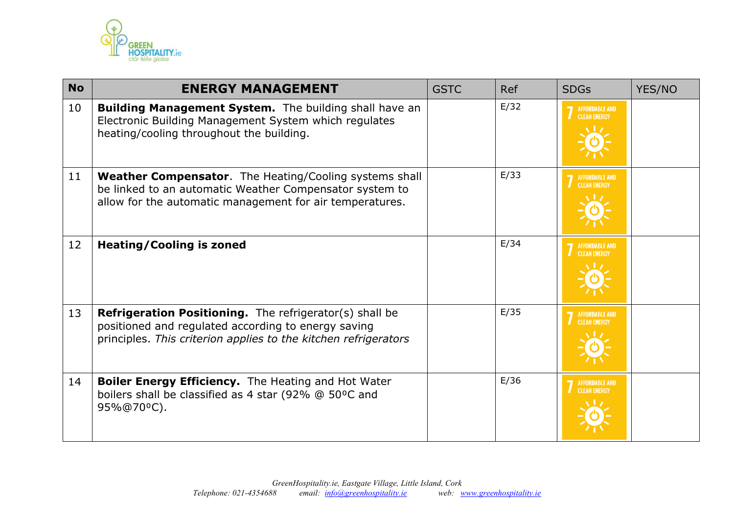| No | ENERGY MANAGEMENT | GSTC | Ref | SDGs | YES/NO |
|---|---|---|---|---|---|
| 10 | **Building Management System.** The building shall have an Electronic Building Management System which regulates heating/cooling throughout the building. | | E/32 | 7 AFFORDABLE AND CLEAN ENERGY | |
| 11 | **Weather Compensator**. The Heating/Cooling systems shall be linked to an automatic Weather Compensator system to allow for the automatic management for air temperatures. | | E/33 | 7 AFFORDABLE AND CLEAN ENERGY | |
| 12 | **Heating/Cooling is zoned** | | E/34 | 7 AFFORDABLE AND CLEAN ENERGY | |
| 13 | **Refrigeration Positioning.** The refrigerator(s) shall be positioned and regulated according to energy saving principles. *This criterion applies to the kitchen refrigerators* | | E/35 | 7 AFFORDABLE AND CLEAN ENERGY | |
| 14 | **Boiler Energy Efficiency.** The Heating and Hot Water boilers shall be classified as 4 star (92% @ 50ºC and 95%@70ºC). | | E/36 | 7 AFFORDABLE AND CLEAN ENERGY | |

*GreenHospitality.ie, Eastgate Village, Little Island, Cork*
*Telephone: 021-4354688 email: info@greenhospitality.ie web: www.greenhospitality.ie*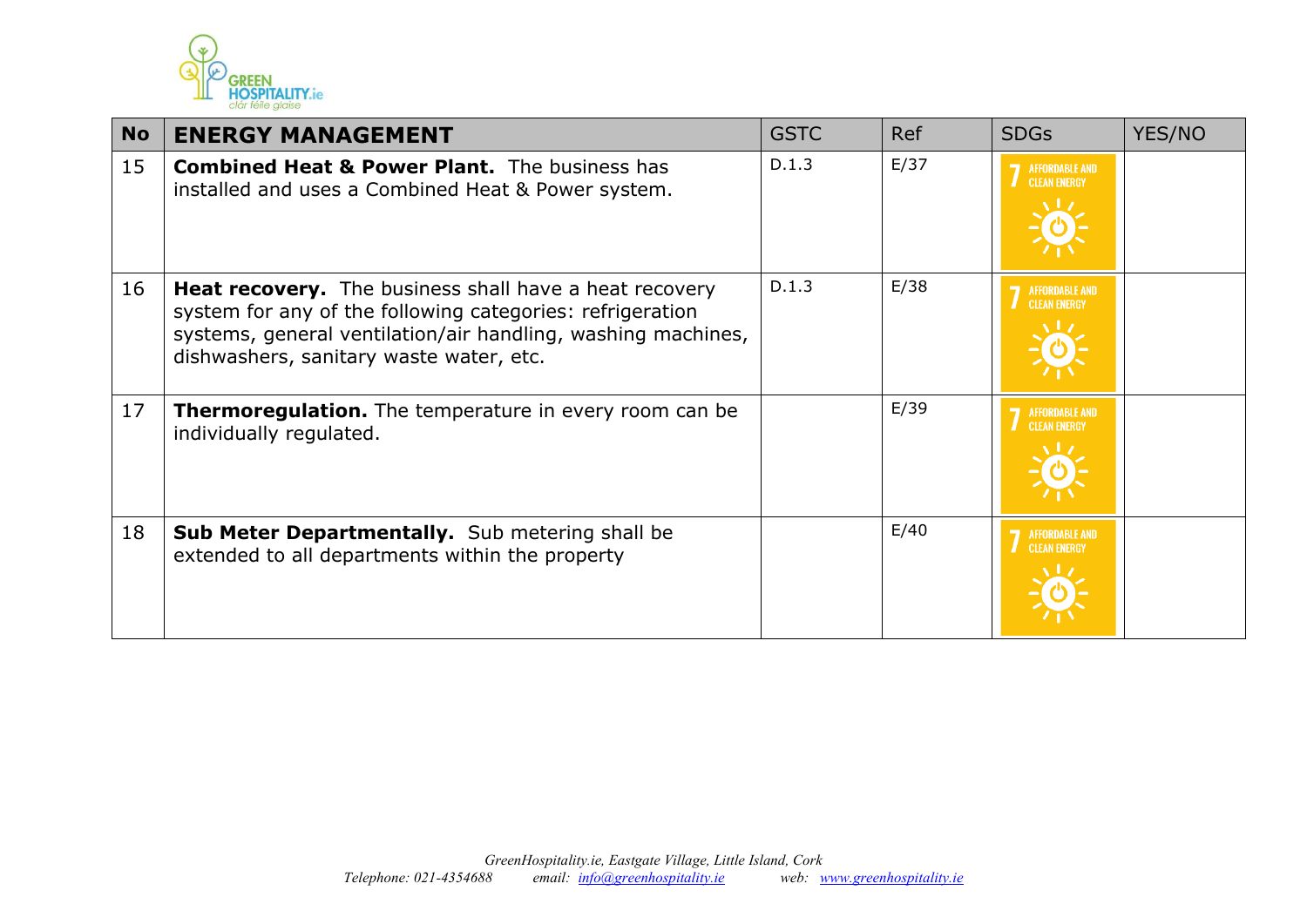| No | ENERGY MANAGEMENT | GSTC | Ref | SDGs | YES/NO |
|---|---|---|---|---|---|
| 15 | **Combined Heat & Power Plant.** The business has installed and uses a Combined Heat & Power system. | D.1.3 | E/37 | 7 AFFORDABLE AND CLEAN ENERGY | |
| 16 | **Heat recovery.** The business shall have a heat recovery system for any of the following categories: refrigeration systems, general ventilation/air handling, washing machines, dishwashers, sanitary waste water, etc. | D.1.3 | E/38 | 7 AFFORDABLE AND CLEAN ENERGY | |
| 17 | **Thermoregulation.** The temperature in every room can be individually regulated. | | E/39 | 7 AFFORDABLE AND CLEAN ENERGY | |
| 18 | **Sub Meter Departmentally.** Sub metering shall be extended to all departments within the property | | E/40 | 7 AFFORDABLE AND CLEAN ENERGY | |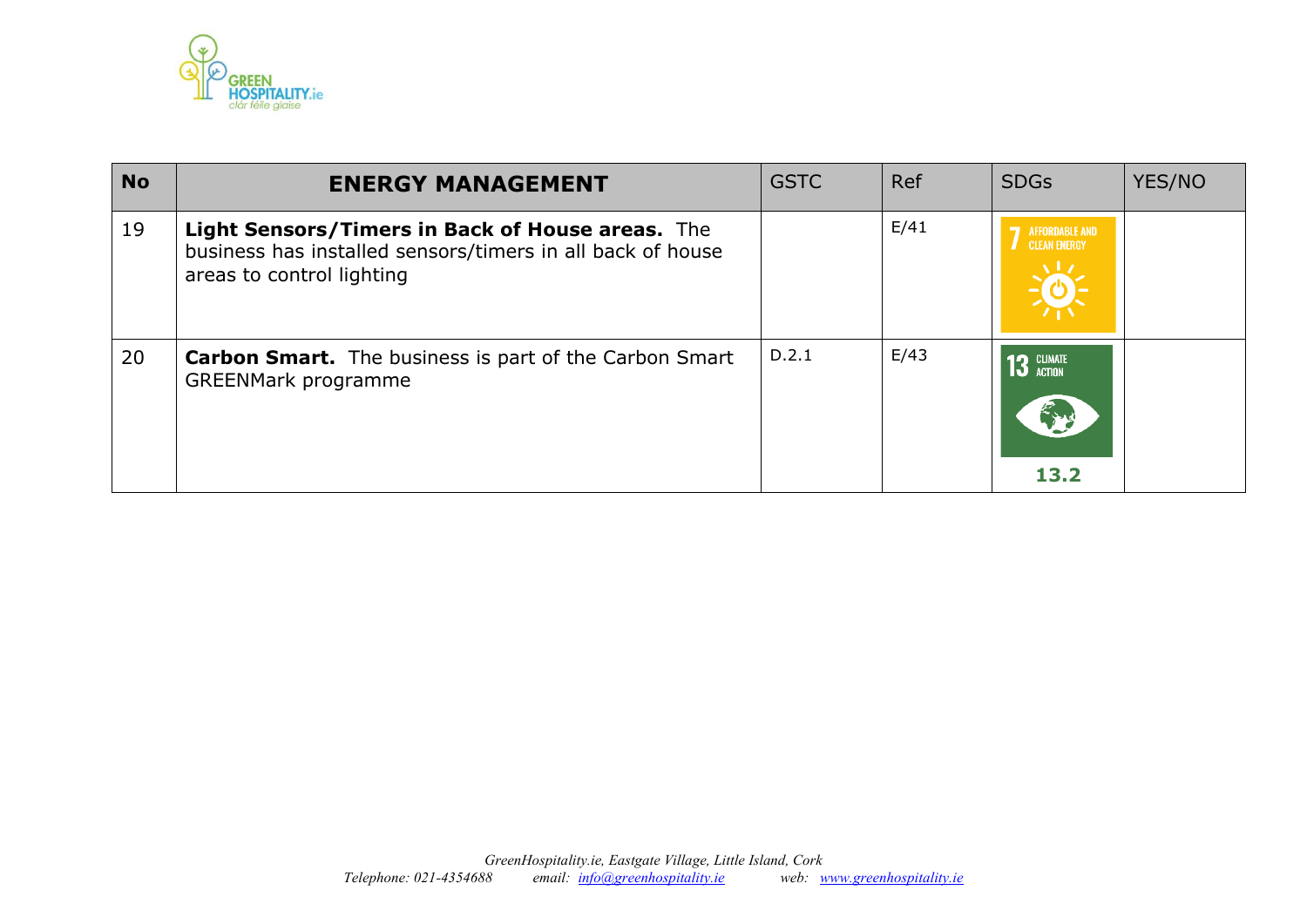| No | ENERGY MANAGEMENT | GSTC | Ref | SDGs | YES/NO |
|---|---|---|---|---|---|
| 19 | **Light Sensors/Timers in Back of House areas.** The business has installed sensors/timers in all back of house areas to control lighting | | E/41 | 7 AFFORDABLE AND CLEAN ENERGY | |
| 20 | **Carbon Smart.** The business is part of the Carbon Smart GREENMark programme | D.2.1 | E/43 | 13 CLIMATE ACTION **13.2** | |

*GreenHospitality.ie, Eastgate Village, Little Island, Cork*
*Telephone: 021-4354688 email: info@greenhospitality.ie web: www.greenhospitality.ie*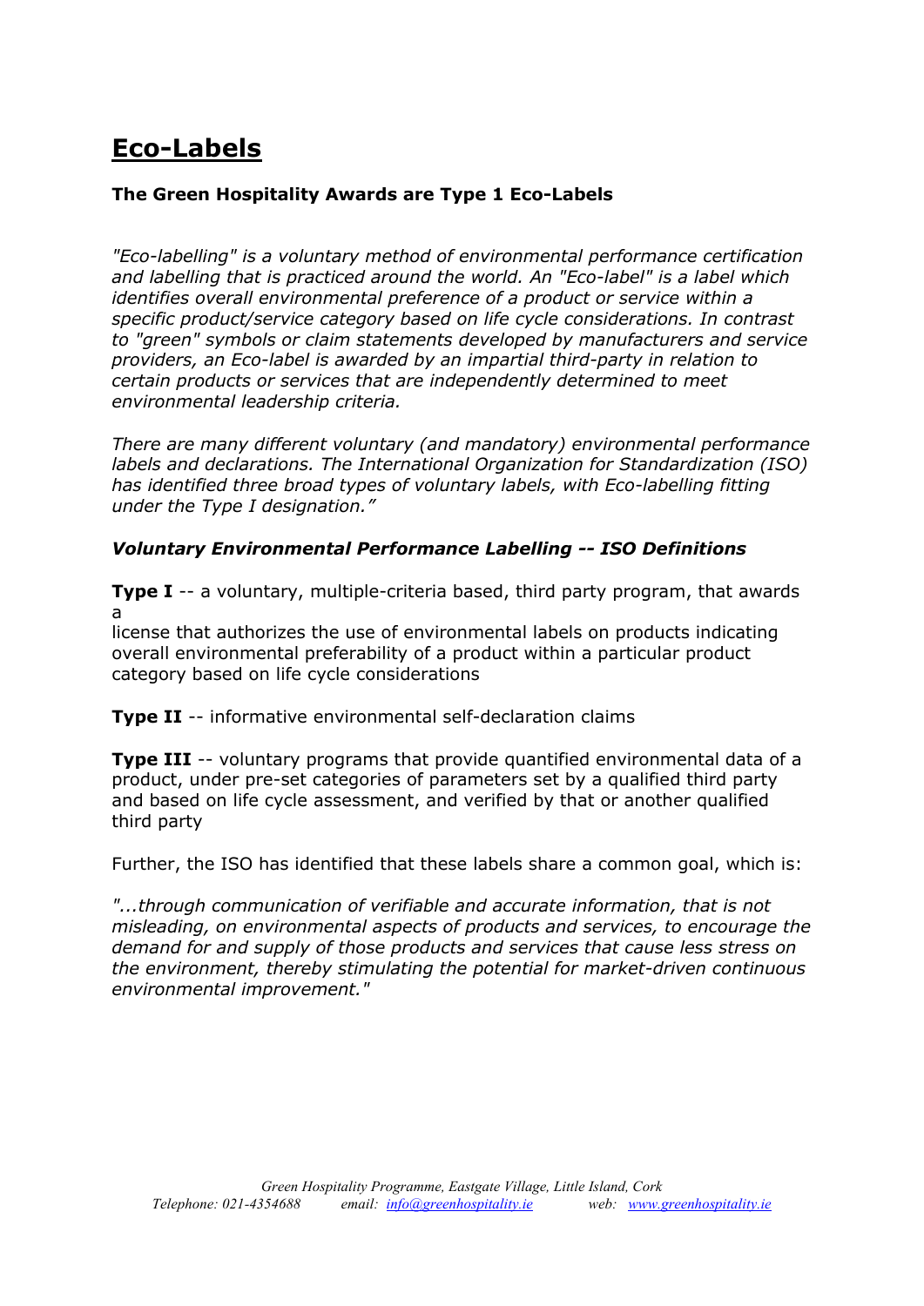# Eco-Labels

**The Green Hospitality Awards are Type 1 Eco-Labels**

*"Eco-labelling" is a voluntary method of environmental performance certification and labelling that is practiced around the world. An "Eco-label" is a label which identifies overall environmental preference of a product or service within a specific product/service category based on life cycle considerations. In contrast to "green" symbols or claim statements developed by manufacturers and service providers, an Eco-label is awarded by an impartial third-party in relation to certain products or services that are independently determined to meet environmental leadership criteria.*

*There are many different voluntary (and mandatory) environmental performance labels and declarations. The International Organization for Standardization (ISO) has identified three broad types of voluntary labels, with Eco-labelling fitting under the Type I designation."*

***Voluntary Environmental Performance Labelling -- ISO Definitions***

**Type I** -- a voluntary, multiple-criteria based, third party program, that awards a
license that authorizes the use of environmental labels on products indicating overall environmental preferability of a product within a particular product category based on life cycle considerations

**Type II** -- informative environmental self-declaration claims

**Type III** -- voluntary programs that provide quantified environmental data of a product, under pre-set categories of parameters set by a qualified third party and based on life cycle assessment, and verified by that or another qualified third party

Further, the ISO has identified that these labels share a common goal, which is:

*"...through communication of verifiable and accurate information, that is not misleading, on environmental aspects of products and services, to encourage the demand for and supply of those products and services that cause less stress on the environment, thereby stimulating the potential for market-driven continuous environmental improvement."*